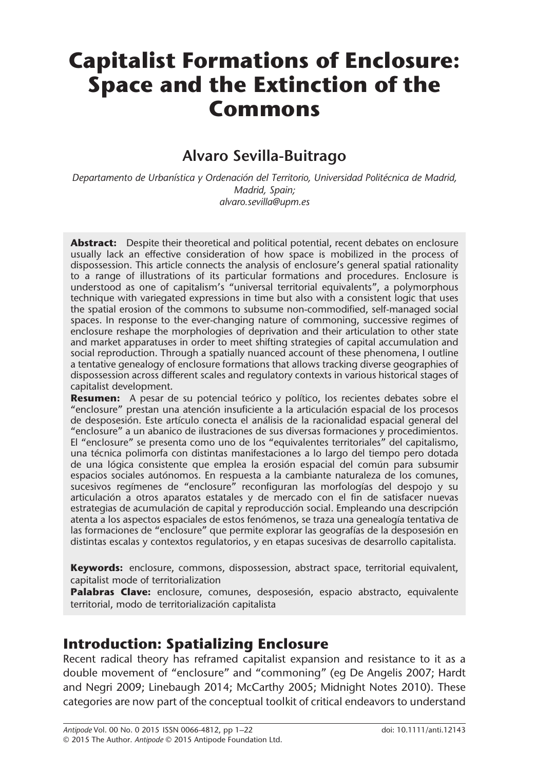# Capitalist Formations of Enclosure: Space and the Extinction of the Commons

## Alvaro Sevilla-Buitrago

*Departamento de Urbanística y Ordenación del Territorio, Universidad Politécnica de Madrid, Madrid, Spain; alvaro.sevilla@upm.es*

**Abstract:** Despite their theoretical and political potential, recent debates on enclosure usually lack an effective consideration of how space is mobilized in the process of dispossession. This article connects the analysis of enclosure's general spatial rationality to a range of illustrations of its particular formations and procedures. Enclosure is understood as one of capitalism's "universal territorial equivalents", a polymorphous technique with variegated expressions in time but also with a consistent logic that uses the spatial erosion of the commons to subsume non-commodified, self-managed social spaces. In response to the ever-changing nature of commoning, successive regimes of enclosure reshape the morphologies of deprivation and their articulation to other state and market apparatuses in order to meet shifting strategies of capital accumulation and social reproduction. Through a spatially nuanced account of these phenomena, I outline a tentative genealogy of enclosure formations that allows tracking diverse geographies of dispossession across different scales and regulatory contexts in various historical stages of capitalist development.

**Resumen:** A pesar de su potencial teórico y político, los recientes debates sobre el "enclosure" prestan una atención insuficiente a la articulación espacial de los procesos de desposesión. Este artículo conecta el análisis de la racionalidad espacial general del "enclosure" a un abanico de ilustraciones de sus diversas formaciones y procedimientos. El "enclosure" se presenta como uno de los "equivalentes territoriales" del capitalismo, una técnica polimorfa con distintas manifestaciones a lo largo del tiempo pero dotada de una lógica consistente que emplea la erosión espacial del común para subsumir espacios sociales autónomos. En respuesta a la cambiante naturaleza de los comunes, sucesivos regímenes de "enclosure" reconfiguran las morfologías del despojo y su articulación a otros aparatos estatales y de mercado con el fin de satisfacer nuevas estrategias de acumulación de capital y reproducción social. Empleando una descripción atenta a los aspectos espaciales de estos fenómenos, se traza una genealogía tentativa de las formaciones de "enclosure" que permite explorar las geografías de la desposesión en distintas escalas y contextos regulatorios, y en etapas sucesivas de desarrollo capitalista.

**Keywords:** enclosure, commons, dispossession, abstract space, territorial equivalent, capitalist mode of territorialization

**Palabras Clave:** enclosure, comunes, desposesión, espacio abstracto, equivalente territorial, modo de territorialización capitalista

## Introduction: Spatializing Enclosure

Recent radical theory has reframed capitalist expansion and resistance to it as a double movement of "enclosure" and "commoning" (eg De Angelis 2007; Hardt and Negri 2009; Linebaugh 2014; McCarthy 2005; Midnight Notes 2010). These categories are now part of the conceptual toolkit of critical endeavors to understand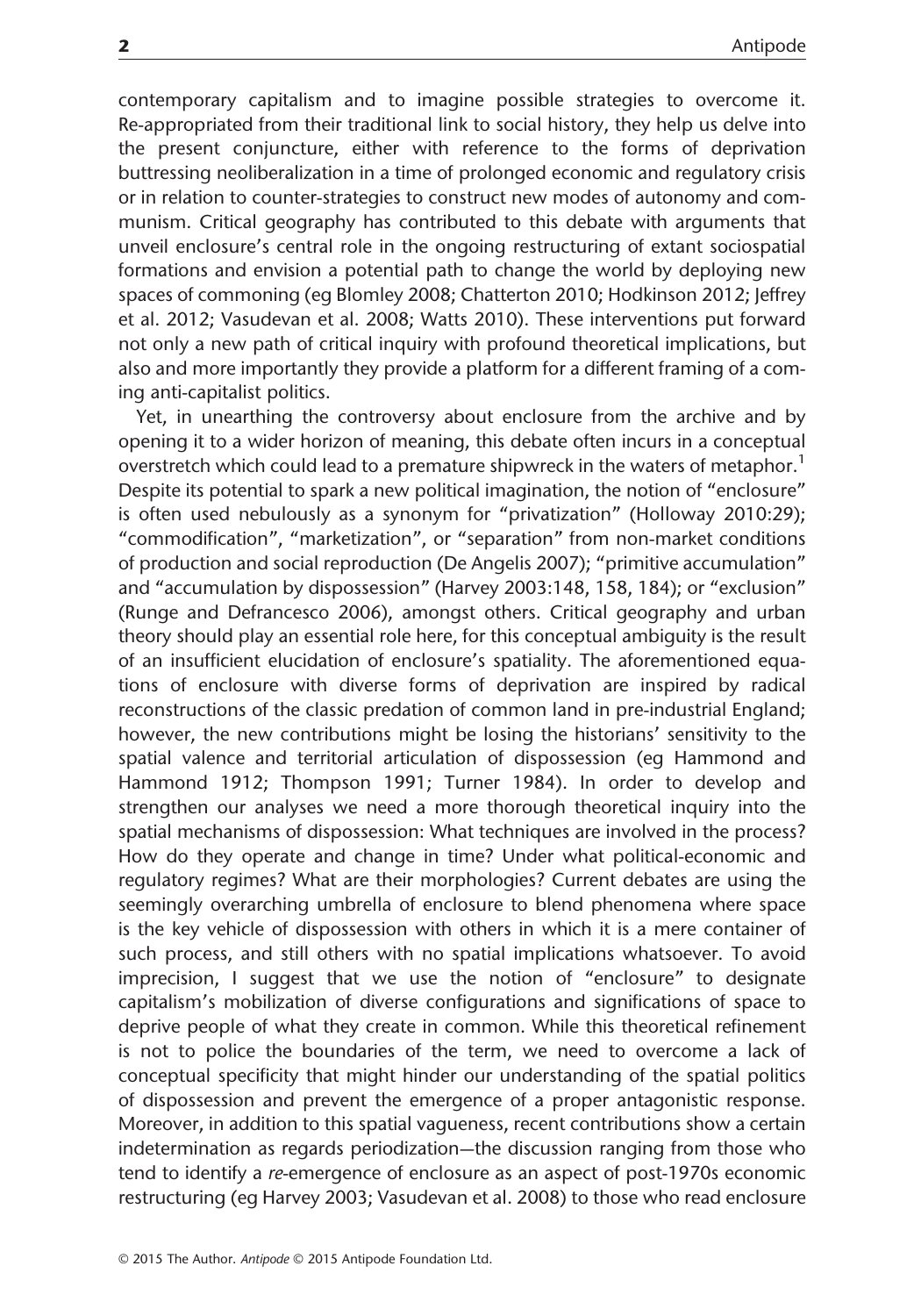contemporary capitalism and to imagine possible strategies to overcome it. Re-appropriated from their traditional link to social history, they help us delve into the present conjuncture, either with reference to the forms of deprivation buttressing neoliberalization in a time of prolonged economic and regulatory crisis or in relation to counter-strategies to construct new modes of autonomy and communism. Critical geography has contributed to this debate with arguments that unveil enclosure's central role in the ongoing restructuring of extant sociospatial formations and envision a potential path to change the world by deploying new spaces of commoning (eg Blomley 2008; Chatterton 2010; Hodkinson 2012; Jeffrey et al. 2012; Vasudevan et al. 2008; Watts 2010). These interventions put forward not only a new path of critical inquiry with profound theoretical implications, but also and more importantly they provide a platform for a different framing of a coming anti-capitalist politics.

Yet, in unearthing the controversy about enclosure from the archive and by opening it to a wider horizon of meaning, this debate often incurs in a conceptual overstretch which could lead to a premature shipwreck in the waters of metaphor.[1] Despite its potential to spark a new political imagination, the notion of "enclosure" is often used nebulously as a synonym for "privatization" (Holloway 2010:29); "commodification", "marketization", or "separation" from non-market conditions of production and social reproduction (De Angelis 2007); "primitive accumulation" and "accumulation by dispossession" (Harvey 2003:148, 158, 184); or "exclusion" (Runge and Defrancesco 2006), amongst others. Critical geography and urban theory should play an essential role here, for this conceptual ambiguity is the result of an insufficient elucidation of enclosure's spatiality. The aforementioned equations of enclosure with diverse forms of deprivation are inspired by radical reconstructions of the classic predation of common land in pre-industrial England; however, the new contributions might be losing the historians' sensitivity to the spatial valence and territorial articulation of dispossession (eg Hammond and Hammond 1912; Thompson 1991; Turner 1984). In order to develop and strengthen our analyses we need a more thorough theoretical inquiry into the spatial mechanisms of dispossession: What techniques are involved in the process? How do they operate and change in time? Under what political-economic and regulatory regimes? What are their morphologies? Current debates are using the seemingly overarching umbrella of enclosure to blend phenomena where space is the key vehicle of dispossession with others in which it is a mere container of such process, and still others with no spatial implications whatsoever. To avoid imprecision, I suggest that we use the notion of "enclosure" to designate capitalism's mobilization of diverse configurations and significations of space to deprive people of what they create in common. While this theoretical refinement is not to police the boundaries of the term, we need to overcome a lack of conceptual specificity that might hinder our understanding of the spatial politics of dispossession and prevent the emergence of a proper antagonistic response. Moreover, in addition to this spatial vagueness, recent contributions show a certain indetermination as regards periodization—the discussion ranging from those who tend to identify a *re*-emergence of enclosure as an aspect of post-1970s economic restructuring (eg Harvey 2003; Vasudevan et al. 2008) to those who read enclosure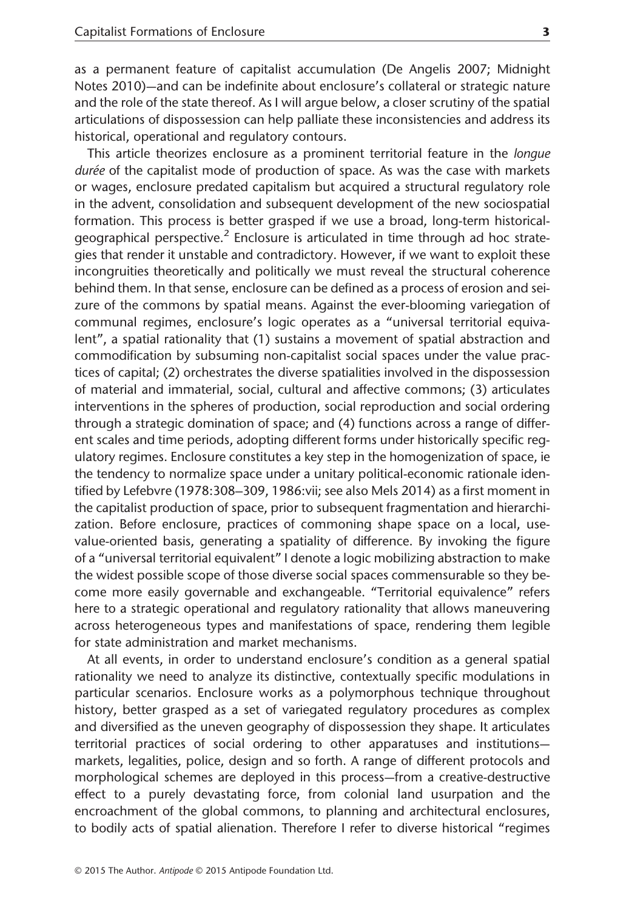as a permanent feature of capitalist accumulation (De Angelis 2007; Midnight Notes 2010)—and can be indefinite about enclosure's collateral or strategic nature and the role of the state thereof. As I will argue below, a closer scrutiny of the spatial articulations of dispossession can help palliate these inconsistencies and address its historical, operational and regulatory contours.

This article theorizes enclosure as a prominent territorial feature in the *longue durée* of the capitalist mode of production of space. As was the case with markets or wages, enclosure predated capitalism but acquired a structural regulatory role in the advent, consolidation and subsequent development of the new sociospatial formation. This process is better grasped if we use a broad, long-term historical-geographical perspective.[2] Enclosure is articulated in time through ad hoc strategies that render it unstable and contradictory. However, if we want to exploit these incongruities theoretically and politically we must reveal the structural coherence behind them. In that sense, enclosure can be defined as a process of erosion and seizure of the commons by spatial means. Against the ever-blooming variegation of communal regimes, enclosure's logic operates as a "universal territorial equivalent", a spatial rationality that (1) sustains a movement of spatial abstraction and commodification by subsuming non-capitalist social spaces under the value practices of capital; (2) orchestrates the diverse spatialities involved in the dispossession of material and immaterial, social, cultural and affective commons; (3) articulates interventions in the spheres of production, social reproduction and social ordering through a strategic domination of space; and (4) functions across a range of different scales and time periods, adopting different forms under historically specific regulatory regimes. Enclosure constitutes a key step in the homogenization of space, ie the tendency to normalize space under a unitary political-economic rationale identified by Lefebvre (1978:308–309, 1986:vii; see also Mels 2014) as a first moment in the capitalist production of space, prior to subsequent fragmentation and hierarchization. Before enclosure, practices of commoning shape space on a local, use-value-oriented basis, generating a spatiality of difference. By invoking the figure of a "universal territorial equivalent" I denote a logic mobilizing abstraction to make the widest possible scope of those diverse social spaces commensurable so they become more easily governable and exchangeable. "Territorial equivalence" refers here to a strategic operational and regulatory rationality that allows maneuvering across heterogeneous types and manifestations of space, rendering them legible for state administration and market mechanisms.

At all events, in order to understand enclosure's condition as a general spatial rationality we need to analyze its distinctive, contextually specific modulations in particular scenarios. Enclosure works as a polymorphous technique throughout history, better grasped as a set of variegated regulatory procedures as complex and diversified as the uneven geography of dispossession they shape. It articulates territorial practices of social ordering to other apparatuses and institutions—markets, legalities, police, design and so forth. A range of different protocols and morphological schemes are deployed in this process—from a creative-destructive effect to a purely devastating force, from colonial land usurpation and the encroachment of the global commons, to planning and architectural enclosures, to bodily acts of spatial alienation. Therefore I refer to diverse historical "regimes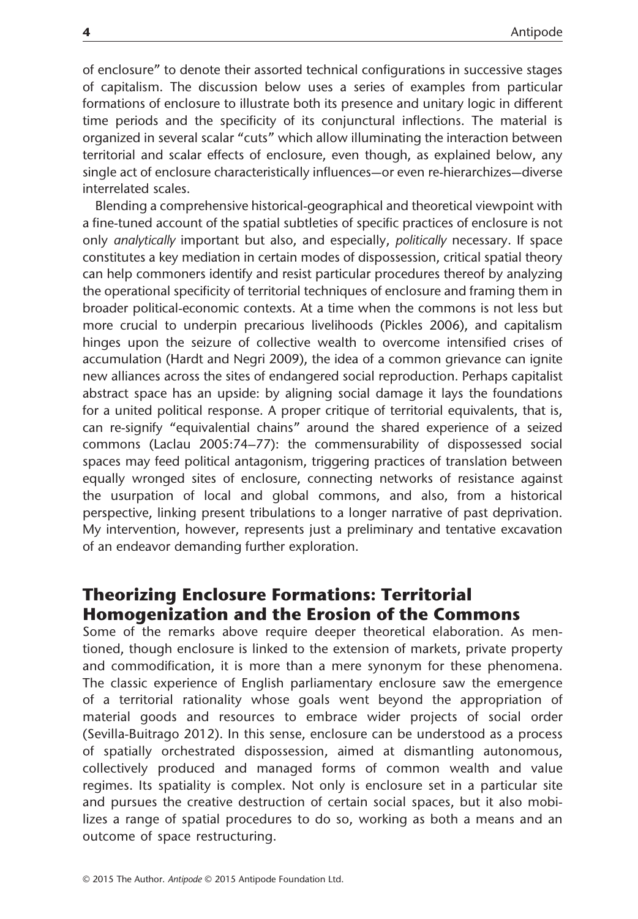of enclosure" to denote their assorted technical configurations in successive stages of capitalism. The discussion below uses a series of examples from particular formations of enclosure to illustrate both its presence and unitary logic in different time periods and the specificity of its conjunctural inflections. The material is organized in several scalar "cuts" which allow illuminating the interaction between territorial and scalar effects of enclosure, even though, as explained below, any single act of enclosure characteristically influences—or even re-hierarchizes—diverse interrelated scales.

Blending a comprehensive historical-geographical and theoretical viewpoint with a fine-tuned account of the spatial subtleties of specific practices of enclosure is not only *analytically* important but also, and especially, *politically* necessary. If space constitutes a key mediation in certain modes of dispossession, critical spatial theory can help commoners identify and resist particular procedures thereof by analyzing the operational specificity of territorial techniques of enclosure and framing them in broader political-economic contexts. At a time when the commons is not less but more crucial to underpin precarious livelihoods (Pickles 2006), and capitalism hinges upon the seizure of collective wealth to overcome intensified crises of accumulation (Hardt and Negri 2009), the idea of a common grievance can ignite new alliances across the sites of endangered social reproduction. Perhaps capitalist abstract space has an upside: by aligning social damage it lays the foundations for a united political response. A proper critique of territorial equivalents, that is, can re-signify "equivalential chains" around the shared experience of a seized commons (Laclau 2005:74–77): the commensurability of dispossessed social spaces may feed political antagonism, triggering practices of translation between equally wronged sites of enclosure, connecting networks of resistance against the usurpation of local and global commons, and also, from a historical perspective, linking present tribulations to a longer narrative of past deprivation. My intervention, however, represents just a preliminary and tentative excavation of an endeavor demanding further exploration.

## Theorizing Enclosure Formations: Territorial Homogenization and the Erosion of the Commons

Some of the remarks above require deeper theoretical elaboration. As mentioned, though enclosure is linked to the extension of markets, private property and commodification, it is more than a mere synonym for these phenomena. The classic experience of English parliamentary enclosure saw the emergence of a territorial rationality whose goals went beyond the appropriation of material goods and resources to embrace wider projects of social order (Sevilla-Buitrago 2012). In this sense, enclosure can be understood as a process of spatially orchestrated dispossession, aimed at dismantling autonomous, collectively produced and managed forms of common wealth and value regimes. Its spatiality is complex. Not only is enclosure set in a particular site and pursues the creative destruction of certain social spaces, but it also mobilizes a range of spatial procedures to do so, working as both a means and an outcome of space restructuring.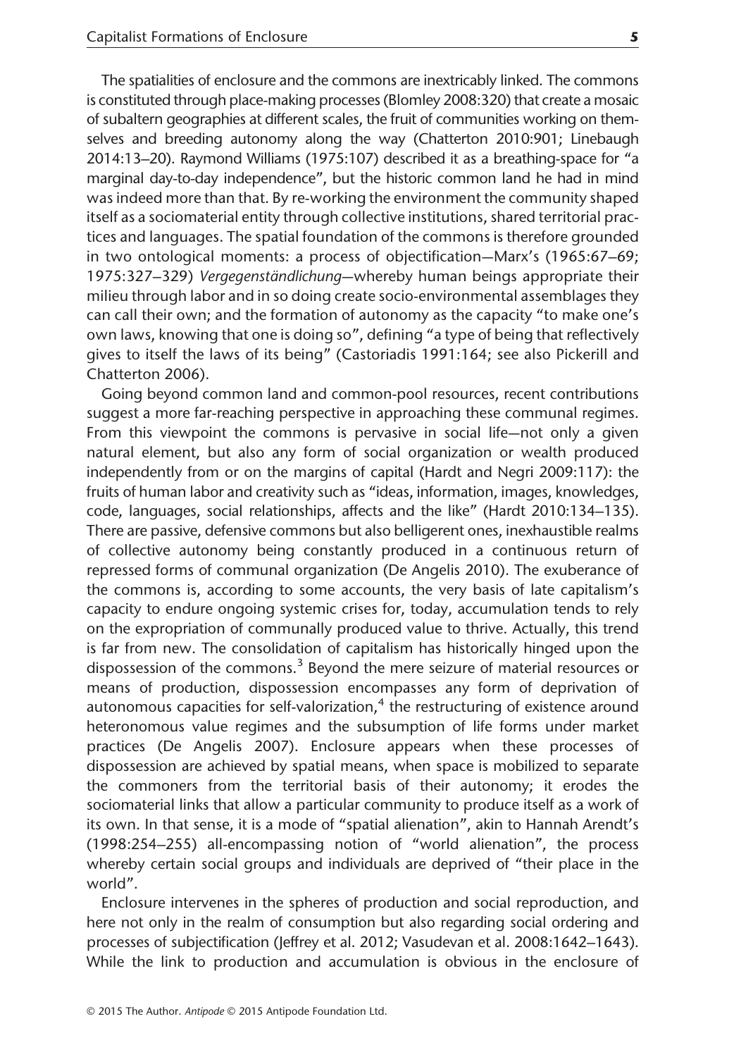The spatialities of enclosure and the commons are inextricably linked. The commons is constituted through place-making processes (Blomley 2008:320) that create a mosaic of subaltern geographies at different scales, the fruit of communities working on themselves and breeding autonomy along the way (Chatterton 2010:901; Linebaugh 2014:13–20). Raymond Williams (1975:107) described it as a breathing-space for "a marginal day-to-day independence", but the historic common land he had in mind was indeed more than that. By re-working the environment the community shaped itself as a sociomaterial entity through collective institutions, shared territorial practices and languages. The spatial foundation of the commons is therefore grounded in two ontological moments: a process of objectification—Marx's (1965:67–69; 1975:327–329) *Vergegenständlichung*—whereby human beings appropriate their milieu through labor and in so doing create socio-environmental assemblages they can call their own; and the formation of autonomy as the capacity "to make one's own laws, knowing that one is doing so", defining "a type of being that reflectively gives to itself the laws of its being" (Castoriadis 1991:164; see also Pickerill and Chatterton 2006).

Going beyond common land and common-pool resources, recent contributions suggest a more far-reaching perspective in approaching these communal regimes. From this viewpoint the commons is pervasive in social life—not only a given natural element, but also any form of social organization or wealth produced independently from or on the margins of capital (Hardt and Negri 2009:117): the fruits of human labor and creativity such as "ideas, information, images, knowledges, code, languages, social relationships, affects and the like" (Hardt 2010:134–135). There are passive, defensive commons but also belligerent ones, inexhaustible realms of collective autonomy being constantly produced in a continuous return of repressed forms of communal organization (De Angelis 2010). The exuberance of the commons is, according to some accounts, the very basis of late capitalism's capacity to endure ongoing systemic crises for, today, accumulation tends to rely on the expropriation of communally produced value to thrive. Actually, this trend is far from new. The consolidation of capitalism has historically hinged upon the dispossession of the commons.[3] Beyond the mere seizure of material resources or means of production, dispossession encompasses any form of deprivation of autonomous capacities for self-valorization,[4] the restructuring of existence around heteronomous value regimes and the subsumption of life forms under market practices (De Angelis 2007). Enclosure appears when these processes of dispossession are achieved by spatial means, when space is mobilized to separate the commoners from the territorial basis of their autonomy; it erodes the sociomaterial links that allow a particular community to produce itself as a work of its own. In that sense, it is a mode of "spatial alienation", akin to Hannah Arendt's (1998:254–255) all-encompassing notion of "world alienation", the process whereby certain social groups and individuals are deprived of "their place in the world".

Enclosure intervenes in the spheres of production and social reproduction, and here not only in the realm of consumption but also regarding social ordering and processes of subjectification (Jeffrey et al. 2012; Vasudevan et al. 2008:1642–1643). While the link to production and accumulation is obvious in the enclosure of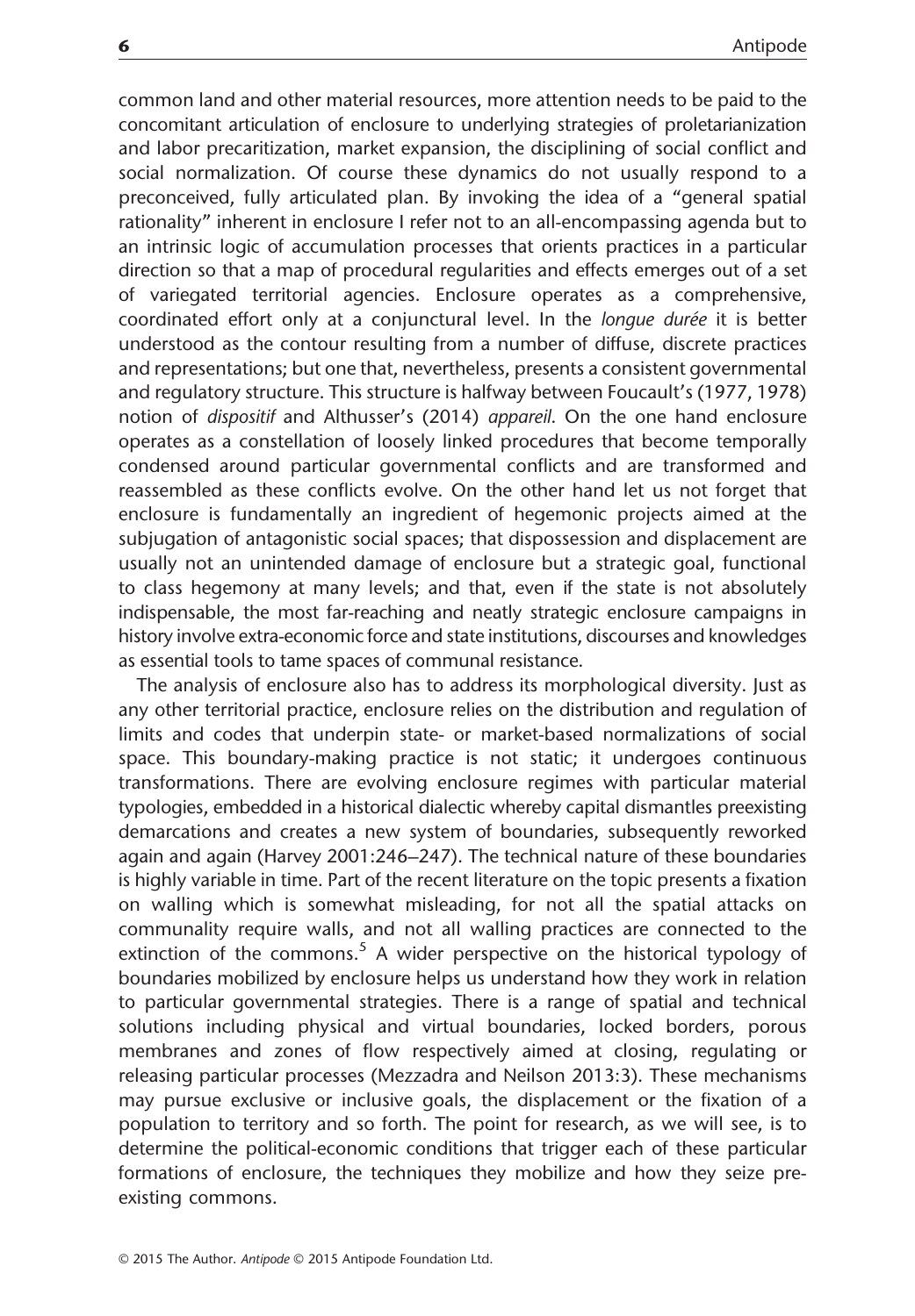common land and other material resources, more attention needs to be paid to the concomitant articulation of enclosure to underlying strategies of proletarianization and labor precaritization, market expansion, the disciplining of social conflict and social normalization. Of course these dynamics do not usually respond to a preconceived, fully articulated plan. By invoking the idea of a "general spatial rationality" inherent in enclosure I refer not to an all-encompassing agenda but to an intrinsic logic of accumulation processes that orients practices in a particular direction so that a map of procedural regularities and effects emerges out of a set of variegated territorial agencies. Enclosure operates as a comprehensive, coordinated effort only at a conjunctural level. In the *longue durée* it is better understood as the contour resulting from a number of diffuse, discrete practices and representations; but one that, nevertheless, presents a consistent governmental and regulatory structure. This structure is halfway between Foucault's (1977, 1978) notion of *dispositif* and Althusser's (2014) *appareil*. On the one hand enclosure operates as a constellation of loosely linked procedures that become temporally condensed around particular governmental conflicts and are transformed and reassembled as these conflicts evolve. On the other hand let us not forget that enclosure is fundamentally an ingredient of hegemonic projects aimed at the subjugation of antagonistic social spaces; that dispossession and displacement are usually not an unintended damage of enclosure but a strategic goal, functional to class hegemony at many levels; and that, even if the state is not absolutely indispensable, the most far-reaching and neatly strategic enclosure campaigns in history involve extra-economic force and state institutions, discourses and knowledges as essential tools to tame spaces of communal resistance.

The analysis of enclosure also has to address its morphological diversity. Just as any other territorial practice, enclosure relies on the distribution and regulation of limits and codes that underpin state- or market-based normalizations of social space. This boundary-making practice is not static; it undergoes continuous transformations. There are evolving enclosure regimes with particular material typologies, embedded in a historical dialectic whereby capital dismantles preexisting demarcations and creates a new system of boundaries, subsequently reworked again and again (Harvey 2001:246–247). The technical nature of these boundaries is highly variable in time. Part of the recent literature on the topic presents a fixation on walling which is somewhat misleading, for not all the spatial attacks on communality require walls, and not all walling practices are connected to the extinction of the commons.[5] A wider perspective on the historical typology of boundaries mobilized by enclosure helps us understand how they work in relation to particular governmental strategies. There is a range of spatial and technical solutions including physical and virtual boundaries, locked borders, porous membranes and zones of flow respectively aimed at closing, regulating or releasing particular processes (Mezzadra and Neilson 2013:3). These mechanisms may pursue exclusive or inclusive goals, the displacement or the fixation of a population to territory and so forth. The point for research, as we will see, is to determine the political-economic conditions that trigger each of these particular formations of enclosure, the techniques they mobilize and how they seize pre-existing commons.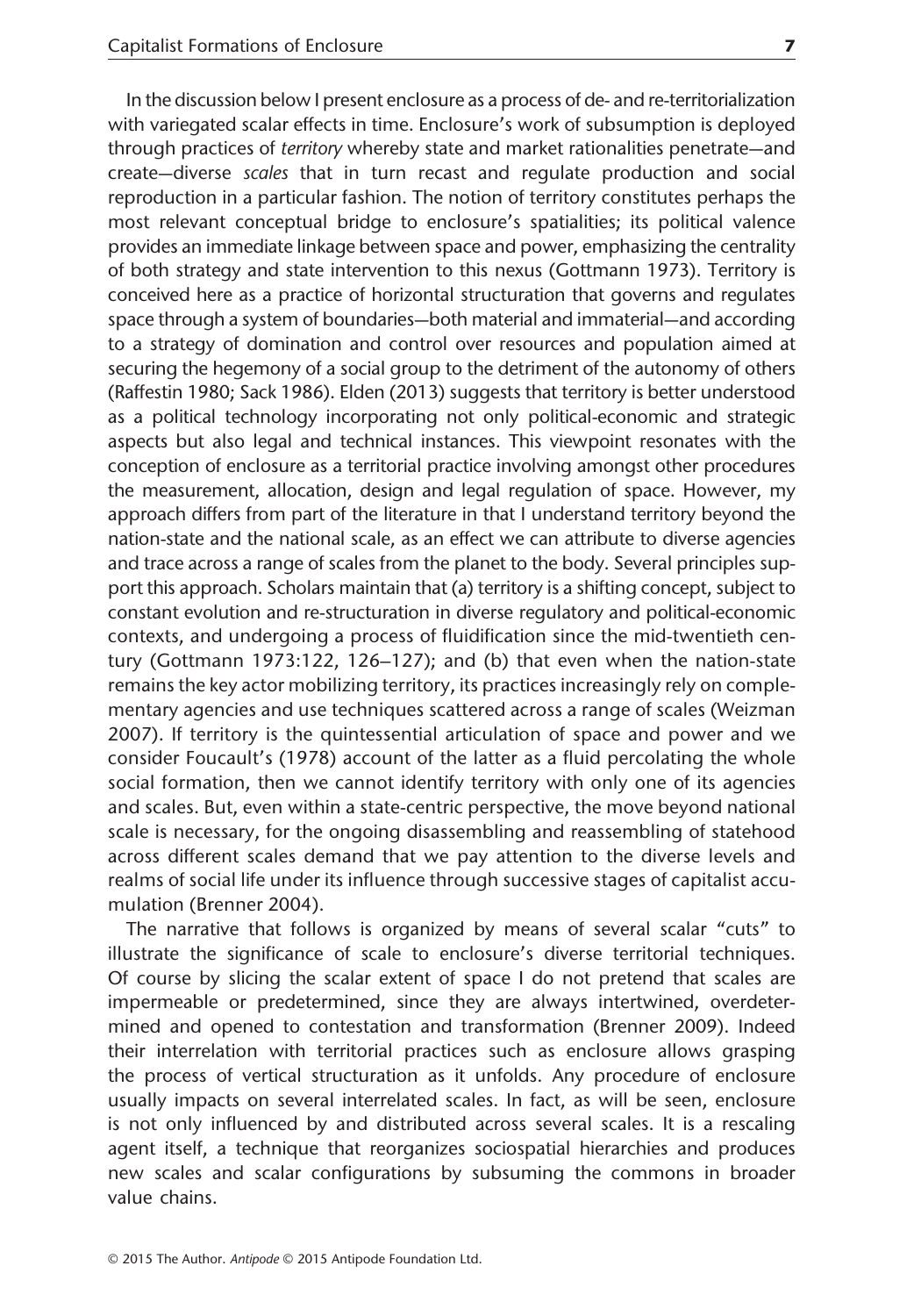In the discussion below I present enclosure as a process of de- and re-territorialization with variegated scalar effects in time. Enclosure's work of subsumption is deployed through practices of *territory* whereby state and market rationalities penetrate—and create—diverse *scales* that in turn recast and regulate production and social reproduction in a particular fashion. The notion of territory constitutes perhaps the most relevant conceptual bridge to enclosure's spatialities; its political valence provides an immediate linkage between space and power, emphasizing the centrality of both strategy and state intervention to this nexus (Gottmann 1973). Territory is conceived here as a practice of horizontal structuration that governs and regulates space through a system of boundaries—both material and immaterial—and according to a strategy of domination and control over resources and population aimed at securing the hegemony of a social group to the detriment of the autonomy of others (Raffestin 1980; Sack 1986). Elden (2013) suggests that territory is better understood as a political technology incorporating not only political-economic and strategic aspects but also legal and technical instances. This viewpoint resonates with the conception of enclosure as a territorial practice involving amongst other procedures the measurement, allocation, design and legal regulation of space. However, my approach differs from part of the literature in that I understand territory beyond the nation-state and the national scale, as an effect we can attribute to diverse agencies and trace across a range of scales from the planet to the body. Several principles support this approach. Scholars maintain that (a) territory is a shifting concept, subject to constant evolution and re-structuration in diverse regulatory and political-economic contexts, and undergoing a process of fluidification since the mid-twentieth century (Gottmann 1973:122, 126–127); and (b) that even when the nation-state remains the key actor mobilizing territory, its practices increasingly rely on complementary agencies and use techniques scattered across a range of scales (Weizman 2007). If territory is the quintessential articulation of space and power and we consider Foucault's (1978) account of the latter as a fluid percolating the whole social formation, then we cannot identify territory with only one of its agencies and scales. But, even within a state-centric perspective, the move beyond national scale is necessary, for the ongoing disassembling and reassembling of statehood across different scales demand that we pay attention to the diverse levels and realms of social life under its influence through successive stages of capitalist accumulation (Brenner 2004).

The narrative that follows is organized by means of several scalar "cuts" to illustrate the significance of scale to enclosure's diverse territorial techniques. Of course by slicing the scalar extent of space I do not pretend that scales are impermeable or predetermined, since they are always intertwined, overdetermined and opened to contestation and transformation (Brenner 2009). Indeed their interrelation with territorial practices such as enclosure allows grasping the process of vertical structuration as it unfolds. Any procedure of enclosure usually impacts on several interrelated scales. In fact, as will be seen, enclosure is not only influenced by and distributed across several scales. It is a rescaling agent itself, a technique that reorganizes sociospatial hierarchies and produces new scales and scalar configurations by subsuming the commons in broader value chains.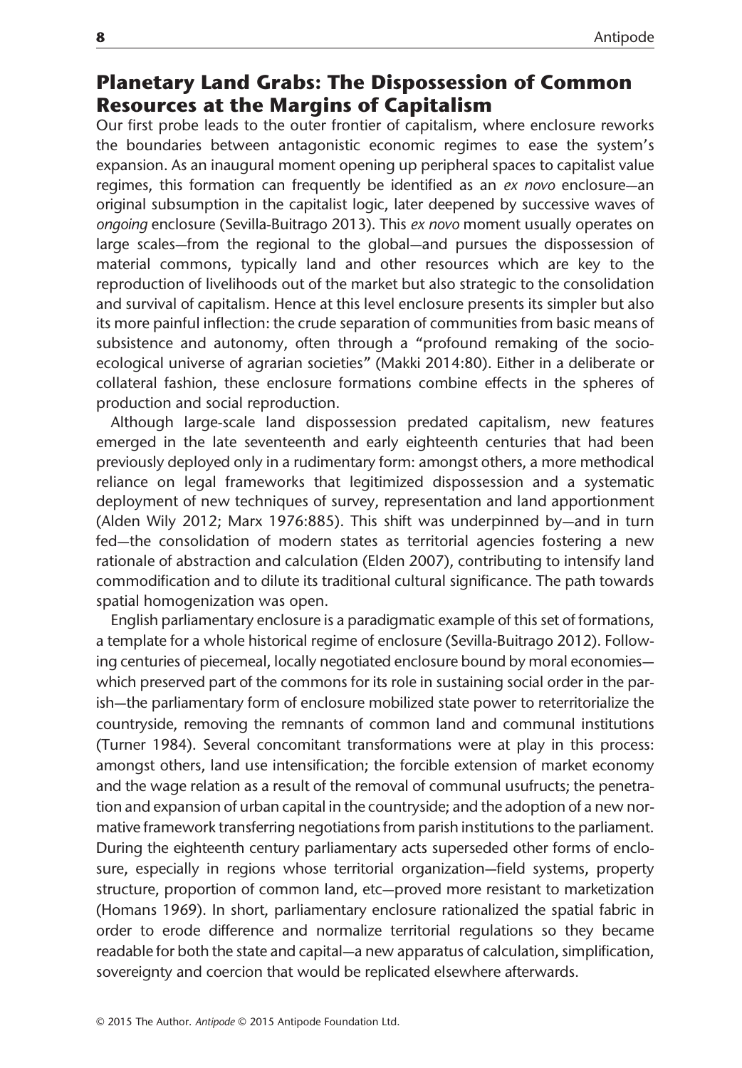## Planetary Land Grabs: The Dispossession of Common Resources at the Margins of Capitalism

Our first probe leads to the outer frontier of capitalism, where enclosure reworks the boundaries between antagonistic economic regimes to ease the system's expansion. As an inaugural moment opening up peripheral spaces to capitalist value regimes, this formation can frequently be identified as an *ex novo* enclosure—an original subsumption in the capitalist logic, later deepened by successive waves of *ongoing* enclosure (Sevilla-Buitrago 2013). This *ex novo* moment usually operates on large scales—from the regional to the global—and pursues the dispossession of material commons, typically land and other resources which are key to the reproduction of livelihoods out of the market but also strategic to the consolidation and survival of capitalism. Hence at this level enclosure presents its simpler but also its more painful inflection: the crude separation of communities from basic means of subsistence and autonomy, often through a "profound remaking of the socio-ecological universe of agrarian societies" (Makki 2014:80). Either in a deliberate or collateral fashion, these enclosure formations combine effects in the spheres of production and social reproduction.

Although large-scale land dispossession predated capitalism, new features emerged in the late seventeenth and early eighteenth centuries that had been previously deployed only in a rudimentary form: amongst others, a more methodical reliance on legal frameworks that legitimized dispossession and a systematic deployment of new techniques of survey, representation and land apportionment (Alden Wily 2012; Marx 1976:885). This shift was underpinned by—and in turn fed—the consolidation of modern states as territorial agencies fostering a new rationale of abstraction and calculation (Elden 2007), contributing to intensify land commodification and to dilute its traditional cultural significance. The path towards spatial homogenization was open.

English parliamentary enclosure is a paradigmatic example of this set of formations, a template for a whole historical regime of enclosure (Sevilla-Buitrago 2012). Following centuries of piecemeal, locally negotiated enclosure bound by moral economies—which preserved part of the commons for its role in sustaining social order in the parish—the parliamentary form of enclosure mobilized state power to reterritorialize the countryside, removing the remnants of common land and communal institutions (Turner 1984). Several concomitant transformations were at play in this process: amongst others, land use intensification; the forcible extension of market economy and the wage relation as a result of the removal of communal usufructs; the penetration and expansion of urban capital in the countryside; and the adoption of a new normative framework transferring negotiations from parish institutions to the parliament. During the eighteenth century parliamentary acts superseded other forms of enclosure, especially in regions whose territorial organization—field systems, property structure, proportion of common land, etc—proved more resistant to marketization (Homans 1969). In short, parliamentary enclosure rationalized the spatial fabric in order to erode difference and normalize territorial regulations so they became readable for both the state and capital—a new apparatus of calculation, simplification, sovereignty and coercion that would be replicated elsewhere afterwards.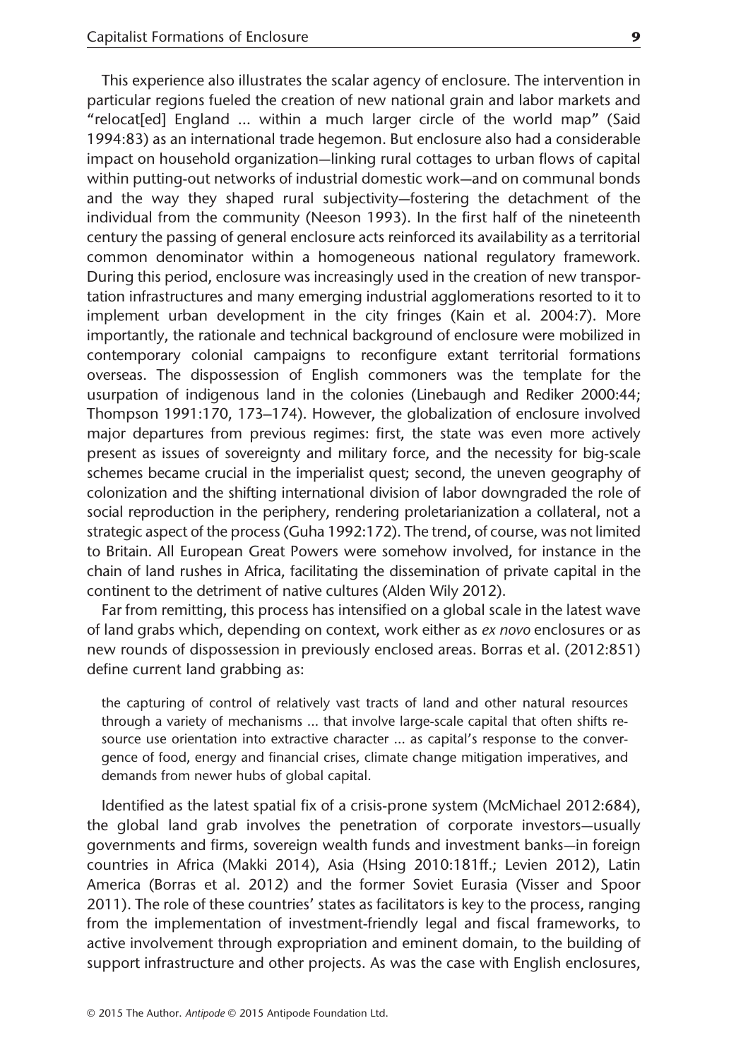This experience also illustrates the scalar agency of enclosure. The intervention in particular regions fueled the creation of new national grain and labor markets and "relocat[ed] England ... within a much larger circle of the world map" (Said 1994:83) as an international trade hegemon. But enclosure also had a considerable impact on household organization—linking rural cottages to urban flows of capital within putting-out networks of industrial domestic work—and on communal bonds and the way they shaped rural subjectivity—fostering the detachment of the individual from the community (Neeson 1993). In the first half of the nineteenth century the passing of general enclosure acts reinforced its availability as a territorial common denominator within a homogeneous national regulatory framework. During this period, enclosure was increasingly used in the creation of new transportation infrastructures and many emerging industrial agglomerations resorted to it to implement urban development in the city fringes (Kain et al. 2004:7). More importantly, the rationale and technical background of enclosure were mobilized in contemporary colonial campaigns to reconfigure extant territorial formations overseas. The dispossession of English commoners was the template for the usurpation of indigenous land in the colonies (Linebaugh and Rediker 2000:44; Thompson 1991:170, 173–174). However, the globalization of enclosure involved major departures from previous regimes: first, the state was even more actively present as issues of sovereignty and military force, and the necessity for big-scale schemes became crucial in the imperialist quest; second, the uneven geography of colonization and the shifting international division of labor downgraded the role of social reproduction in the periphery, rendering proletarianization a collateral, not a strategic aspect of the process (Guha 1992:172). The trend, of course, was not limited to Britain. All European Great Powers were somehow involved, for instance in the chain of land rushes in Africa, facilitating the dissemination of private capital in the continent to the detriment of native cultures (Alden Wily 2012).

Far from remitting, this process has intensified on a global scale in the latest wave of land grabs which, depending on context, work either as *ex novo* enclosures or as new rounds of dispossession in previously enclosed areas. Borras et al. (2012:851) define current land grabbing as:

> the capturing of control of relatively vast tracts of land and other natural resources through a variety of mechanisms ... that involve large-scale capital that often shifts resource use orientation into extractive character ... as capital's response to the convergence of food, energy and financial crises, climate change mitigation imperatives, and demands from newer hubs of global capital.

Identified as the latest spatial fix of a crisis-prone system (McMichael 2012:684), the global land grab involves the penetration of corporate investors—usually governments and firms, sovereign wealth funds and investment banks—in foreign countries in Africa (Makki 2014), Asia (Hsing 2010:181ff.; Levien 2012), Latin America (Borras et al. 2012) and the former Soviet Eurasia (Visser and Spoor 2011). The role of these countries' states as facilitators is key to the process, ranging from the implementation of investment-friendly legal and fiscal frameworks, to active involvement through expropriation and eminent domain, to the building of support infrastructure and other projects. As was the case with English enclosures,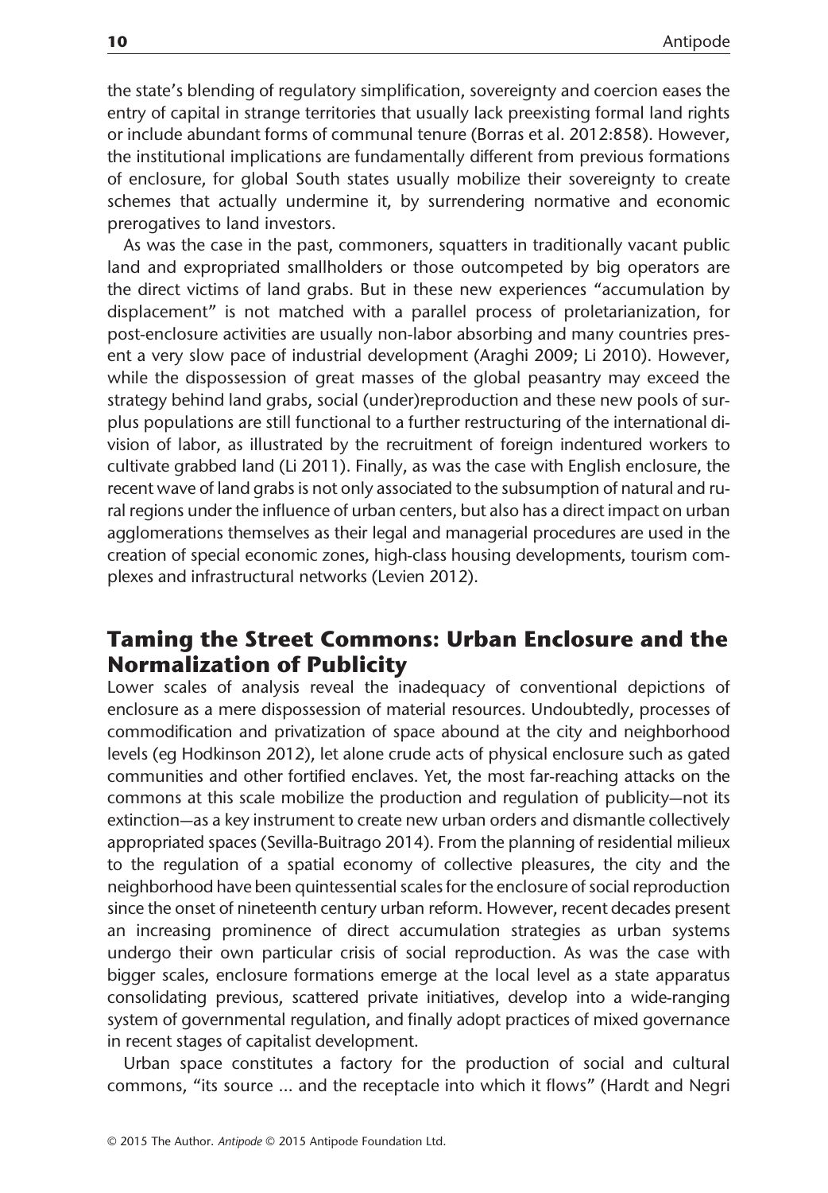the state's blending of regulatory simplification, sovereignty and coercion eases the entry of capital in strange territories that usually lack preexisting formal land rights or include abundant forms of communal tenure (Borras et al. 2012:858). However, the institutional implications are fundamentally different from previous formations of enclosure, for global South states usually mobilize their sovereignty to create schemes that actually undermine it, by surrendering normative and economic prerogatives to land investors.

As was the case in the past, commoners, squatters in traditionally vacant public land and expropriated smallholders or those outcompeted by big operators are the direct victims of land grabs. But in these new experiences "accumulation by displacement" is not matched with a parallel process of proletarianization, for post-enclosure activities are usually non-labor absorbing and many countries present a very slow pace of industrial development (Araghi 2009; Li 2010). However, while the dispossession of great masses of the global peasantry may exceed the strategy behind land grabs, social (under)reproduction and these new pools of surplus populations are still functional to a further restructuring of the international division of labor, as illustrated by the recruitment of foreign indentured workers to cultivate grabbed land (Li 2011). Finally, as was the case with English enclosure, the recent wave of land grabs is not only associated to the subsumption of natural and rural regions under the influence of urban centers, but also has a direct impact on urban agglomerations themselves as their legal and managerial procedures are used in the creation of special economic zones, high-class housing developments, tourism complexes and infrastructural networks (Levien 2012).

## Taming the Street Commons: Urban Enclosure and the Normalization of Publicity

Lower scales of analysis reveal the inadequacy of conventional depictions of enclosure as a mere dispossession of material resources. Undoubtedly, processes of commodification and privatization of space abound at the city and neighborhood levels (eg Hodkinson 2012), let alone crude acts of physical enclosure such as gated communities and other fortified enclaves. Yet, the most far-reaching attacks on the commons at this scale mobilize the production and regulation of publicity—not its extinction—as a key instrument to create new urban orders and dismantle collectively appropriated spaces (Sevilla-Buitrago 2014). From the planning of residential milieux to the regulation of a spatial economy of collective pleasures, the city and the neighborhood have been quintessential scales for the enclosure of social reproduction since the onset of nineteenth century urban reform. However, recent decades present an increasing prominence of direct accumulation strategies as urban systems undergo their own particular crisis of social reproduction. As was the case with bigger scales, enclosure formations emerge at the local level as a state apparatus consolidating previous, scattered private initiatives, develop into a wide-ranging system of governmental regulation, and finally adopt practices of mixed governance in recent stages of capitalist development.

Urban space constitutes a factory for the production of social and cultural commons, "its source ... and the receptacle into which it flows" (Hardt and Negri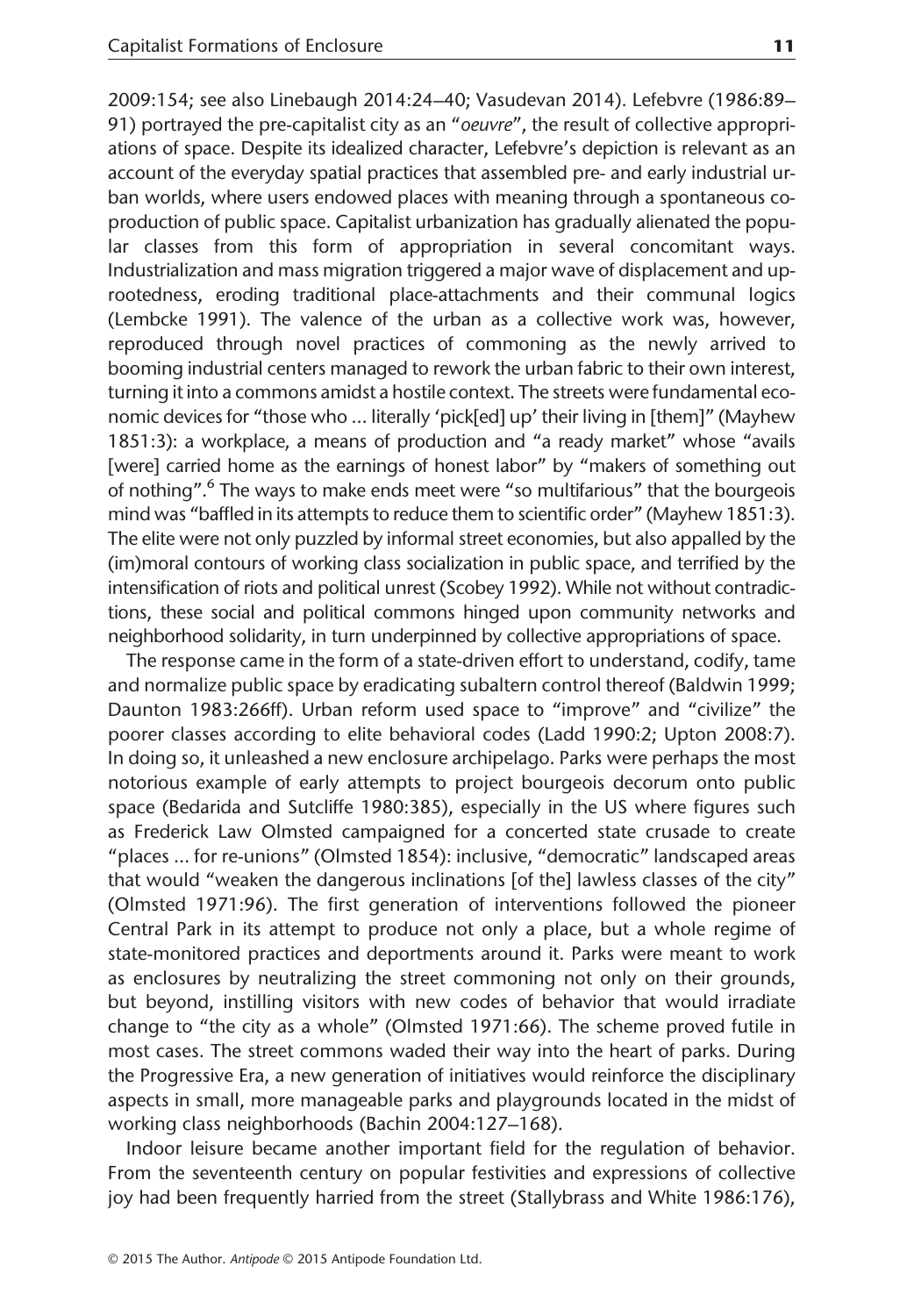2009:154; see also Linebaugh 2014:24–40; Vasudevan 2014). Lefebvre (1986:89–91) portrayed the pre-capitalist city as an "*oeuvre*", the result of collective appropriations of space. Despite its idealized character, Lefebvre's depiction is relevant as an account of the everyday spatial practices that assembled pre- and early industrial urban worlds, where users endowed places with meaning through a spontaneous co-production of public space. Capitalist urbanization has gradually alienated the popular classes from this form of appropriation in several concomitant ways. Industrialization and mass migration triggered a major wave of displacement and uprootedness, eroding traditional place-attachments and their communal logics (Lembcke 1991). The valence of the urban as a collective work was, however, reproduced through novel practices of commoning as the newly arrived to booming industrial centers managed to rework the urban fabric to their own interest, turning it into a commons amidst a hostile context. The streets were fundamental economic devices for "those who ... literally 'pick[ed] up' their living in [them]" (Mayhew 1851:3): a workplace, a means of production and "a ready market" whose "avails [were] carried home as the earnings of honest labor" by "makers of something out of nothing".[6] The ways to make ends meet were "so multifarious" that the bourgeois mind was "baffled in its attempts to reduce them to scientific order" (Mayhew 1851:3). The elite were not only puzzled by informal street economies, but also appalled by the (im)moral contours of working class socialization in public space, and terrified by the intensification of riots and political unrest (Scobey 1992). While not without contradictions, these social and political commons hinged upon community networks and neighborhood solidarity, in turn underpinned by collective appropriations of space.

The response came in the form of a state-driven effort to understand, codify, tame and normalize public space by eradicating subaltern control thereof (Baldwin 1999; Daunton 1983:266ff). Urban reform used space to "improve" and "civilize" the poorer classes according to elite behavioral codes (Ladd 1990:2; Upton 2008:7). In doing so, it unleashed a new enclosure archipelago. Parks were perhaps the most notorious example of early attempts to project bourgeois decorum onto public space (Bedarida and Sutcliffe 1980:385), especially in the US where figures such as Frederick Law Olmsted campaigned for a concerted state crusade to create "places ... for re-unions" (Olmsted 1854): inclusive, "democratic" landscaped areas that would "weaken the dangerous inclinations [of the] lawless classes of the city" (Olmsted 1971:96). The first generation of interventions followed the pioneer Central Park in its attempt to produce not only a place, but a whole regime of state-monitored practices and deportments around it. Parks were meant to work as enclosures by neutralizing the street commoning not only on their grounds, but beyond, instilling visitors with new codes of behavior that would irradiate change to "the city as a whole" (Olmsted 1971:66). The scheme proved futile in most cases. The street commons waded their way into the heart of parks. During the Progressive Era, a new generation of initiatives would reinforce the disciplinary aspects in small, more manageable parks and playgrounds located in the midst of working class neighborhoods (Bachin 2004:127–168).

Indoor leisure became another important field for the regulation of behavior. From the seventeenth century on popular festivities and expressions of collective joy had been frequently harried from the street (Stallybrass and White 1986:176),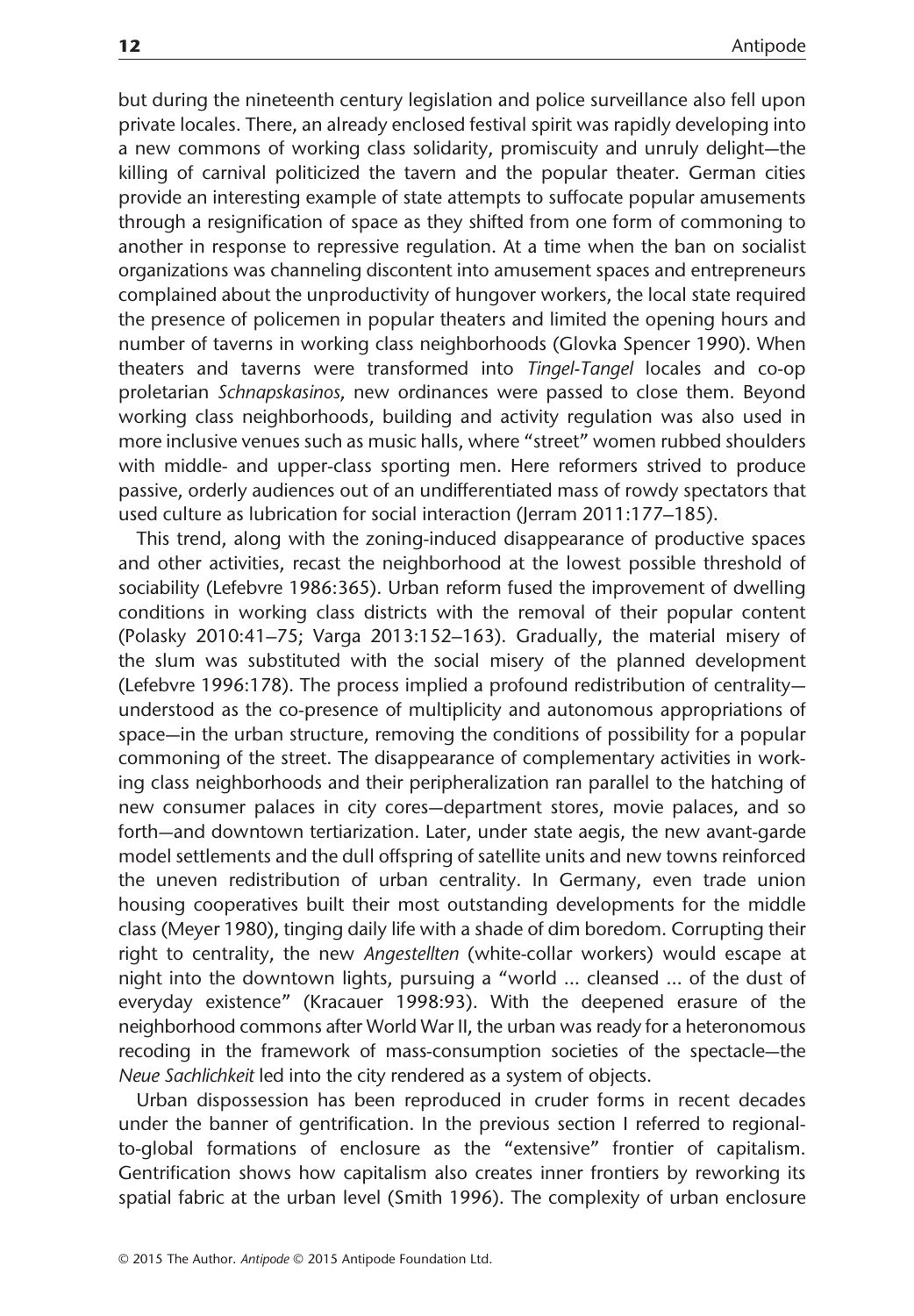but during the nineteenth century legislation and police surveillance also fell upon private locales. There, an already enclosed festival spirit was rapidly developing into a new commons of working class solidarity, promiscuity and unruly delight—the killing of carnival politicized the tavern and the popular theater. German cities provide an interesting example of state attempts to suffocate popular amusements through a resignification of space as they shifted from one form of commoning to another in response to repressive regulation. At a time when the ban on socialist organizations was channeling discontent into amusement spaces and entrepreneurs complained about the unproductivity of hungover workers, the local state required the presence of policemen in popular theaters and limited the opening hours and number of taverns in working class neighborhoods (Glovka Spencer 1990). When theaters and taverns were transformed into *Tingel-Tangel* locales and co-op proletarian *Schnapskasinos*, new ordinances were passed to close them. Beyond working class neighborhoods, building and activity regulation was also used in more inclusive venues such as music halls, where "street" women rubbed shoulders with middle- and upper-class sporting men. Here reformers strived to produce passive, orderly audiences out of an undifferentiated mass of rowdy spectators that used culture as lubrication for social interaction (Jerram 2011:177–185).

This trend, along with the zoning-induced disappearance of productive spaces and other activities, recast the neighborhood at the lowest possible threshold of sociability (Lefebvre 1986:365). Urban reform fused the improvement of dwelling conditions in working class districts with the removal of their popular content (Polasky 2010:41–75; Varga 2013:152–163). Gradually, the material misery of the slum was substituted with the social misery of the planned development (Lefebvre 1996:178). The process implied a profound redistribution of centrality—understood as the co-presence of multiplicity and autonomous appropriations of space—in the urban structure, removing the conditions of possibility for a popular commoning of the street. The disappearance of complementary activities in working class neighborhoods and their peripheralization ran parallel to the hatching of new consumer palaces in city cores—department stores, movie palaces, and so forth—and downtown tertiarization. Later, under state aegis, the new avant-garde model settlements and the dull offspring of satellite units and new towns reinforced the uneven redistribution of urban centrality. In Germany, even trade union housing cooperatives built their most outstanding developments for the middle class (Meyer 1980), tinging daily life with a shade of dim boredom. Corrupting their right to centrality, the new *Angestellten* (white-collar workers) would escape at night into the downtown lights, pursuing a "world ... cleansed ... of the dust of everyday existence" (Kracauer 1998:93). With the deepened erasure of the neighborhood commons after World War II, the urban was ready for a heteronomous recoding in the framework of mass-consumption societies of the spectacle—the *Neue Sachlichkeit* led into the city rendered as a system of objects.

Urban dispossession has been reproduced in cruder forms in recent decades under the banner of gentrification. In the previous section I referred to regional-to-global formations of enclosure as the "extensive" frontier of capitalism. Gentrification shows how capitalism also creates inner frontiers by reworking its spatial fabric at the urban level (Smith 1996). The complexity of urban enclosure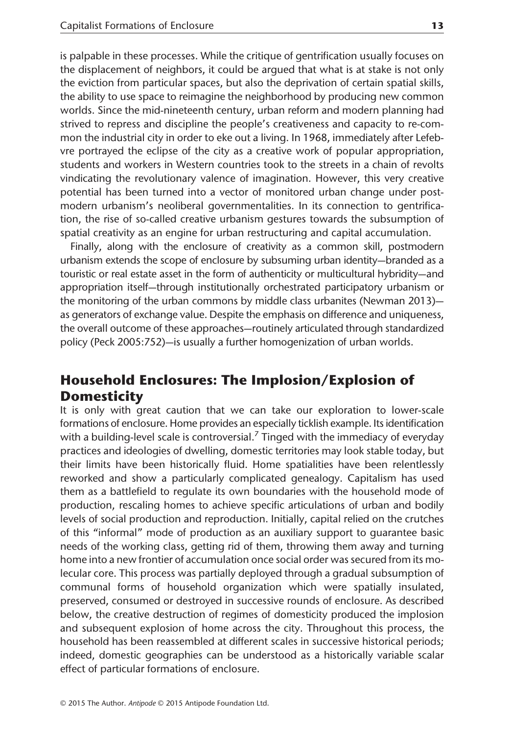is palpable in these processes. While the critique of gentrification usually focuses on the displacement of neighbors, it could be argued that what is at stake is not only the eviction from particular spaces, but also the deprivation of certain spatial skills, the ability to use space to reimagine the neighborhood by producing new common worlds. Since the mid-nineteenth century, urban reform and modern planning had strived to repress and discipline the people's creativeness and capacity to re-common the industrial city in order to eke out a living. In 1968, immediately after Lefebvre portrayed the eclipse of the city as a creative work of popular appropriation, students and workers in Western countries took to the streets in a chain of revolts vindicating the revolutionary valence of imagination. However, this very creative potential has been turned into a vector of monitored urban change under postmodern urbanism's neoliberal governmentalities. In its connection to gentrification, the rise of so-called creative urbanism gestures towards the subsumption of spatial creativity as an engine for urban restructuring and capital accumulation.

Finally, along with the enclosure of creativity as a common skill, postmodern urbanism extends the scope of enclosure by subsuming urban identity—branded as a touristic or real estate asset in the form of authenticity or multicultural hybridity—and appropriation itself—through institutionally orchestrated participatory urbanism or the monitoring of the urban commons by middle class urbanites (Newman 2013)—as generators of exchange value. Despite the emphasis on difference and uniqueness, the overall outcome of these approaches—routinely articulated through standardized policy (Peck 2005:752)—is usually a further homogenization of urban worlds.

## Household Enclosures: The Implosion/Explosion of Domesticity

It is only with great caution that we can take our exploration to lower-scale formations of enclosure. Home provides an especially ticklish example. Its identification with a building-level scale is controversial.[7] Tinged with the immediacy of everyday practices and ideologies of dwelling, domestic territories may look stable today, but their limits have been historically fluid. Home spatialities have been relentlessly reworked and show a particularly complicated genealogy. Capitalism has used them as a battlefield to regulate its own boundaries with the household mode of production, rescaling homes to achieve specific articulations of urban and bodily levels of social production and reproduction. Initially, capital relied on the crutches of this "informal" mode of production as an auxiliary support to guarantee basic needs of the working class, getting rid of them, throwing them away and turning home into a new frontier of accumulation once social order was secured from its molecular core. This process was partially deployed through a gradual subsumption of communal forms of household organization which were spatially insulated, preserved, consumed or destroyed in successive rounds of enclosure. As described below, the creative destruction of regimes of domesticity produced the implosion and subsequent explosion of home across the city. Throughout this process, the household has been reassembled at different scales in successive historical periods; indeed, domestic geographies can be understood as a historically variable scalar effect of particular formations of enclosure.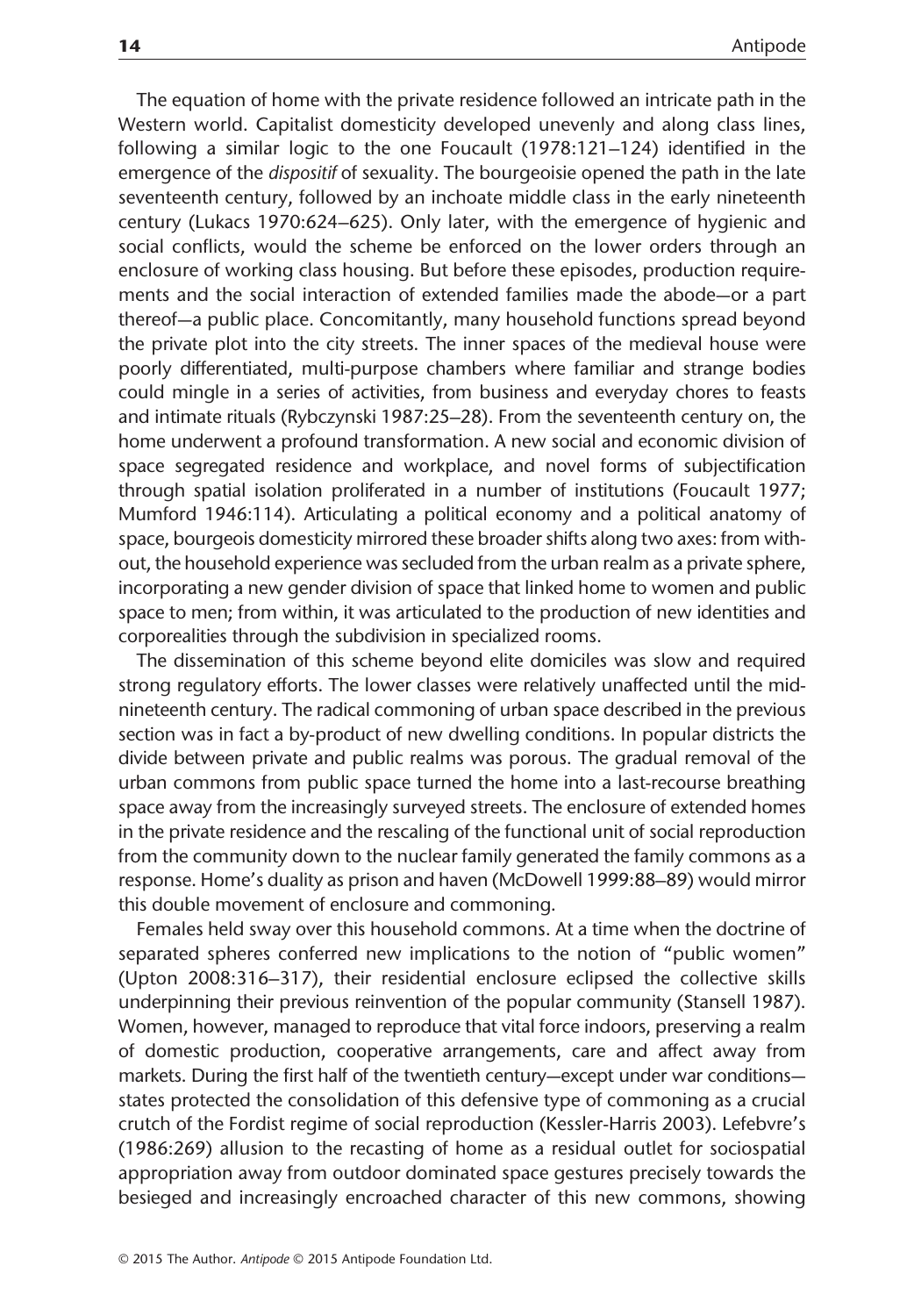The equation of home with the private residence followed an intricate path in the Western world. Capitalist domesticity developed unevenly and along class lines, following a similar logic to the one Foucault (1978:121–124) identified in the emergence of the *dispositif* of sexuality. The bourgeoisie opened the path in the late seventeenth century, followed by an inchoate middle class in the early nineteenth century (Lukacs 1970:624–625). Only later, with the emergence of hygienic and social conflicts, would the scheme be enforced on the lower orders through an enclosure of working class housing. But before these episodes, production requirements and the social interaction of extended families made the abode—or a part thereof—a public place. Concomitantly, many household functions spread beyond the private plot into the city streets. The inner spaces of the medieval house were poorly differentiated, multi-purpose chambers where familiar and strange bodies could mingle in a series of activities, from business and everyday chores to feasts and intimate rituals (Rybczynski 1987:25–28). From the seventeenth century on, the home underwent a profound transformation. A new social and economic division of space segregated residence and workplace, and novel forms of subjectification through spatial isolation proliferated in a number of institutions (Foucault 1977; Mumford 1946:114). Articulating a political economy and a political anatomy of space, bourgeois domesticity mirrored these broader shifts along two axes: from without, the household experience was secluded from the urban realm as a private sphere, incorporating a new gender division of space that linked home to women and public space to men; from within, it was articulated to the production of new identities and corporealities through the subdivision in specialized rooms.

The dissemination of this scheme beyond elite domiciles was slow and required strong regulatory efforts. The lower classes were relatively unaffected until the mid-nineteenth century. The radical commoning of urban space described in the previous section was in fact a by-product of new dwelling conditions. In popular districts the divide between private and public realms was porous. The gradual removal of the urban commons from public space turned the home into a last-recourse breathing space away from the increasingly surveyed streets. The enclosure of extended homes in the private residence and the rescaling of the functional unit of social reproduction from the community down to the nuclear family generated the family commons as a response. Home's duality as prison and haven (McDowell 1999:88–89) would mirror this double movement of enclosure and commoning.

Females held sway over this household commons. At a time when the doctrine of separated spheres conferred new implications to the notion of "public women" (Upton 2008:316–317), their residential enclosure eclipsed the collective skills underpinning their previous reinvention of the popular community (Stansell 1987). Women, however, managed to reproduce that vital force indoors, preserving a realm of domestic production, cooperative arrangements, care and affect away from markets. During the first half of the twentieth century—except under war conditions—states protected the consolidation of this defensive type of commoning as a crucial crutch of the Fordist regime of social reproduction (Kessler-Harris 2003). Lefebvre's (1986:269) allusion to the recasting of home as a residual outlet for sociospatial appropriation away from outdoor dominated space gestures precisely towards the besieged and increasingly encroached character of this new commons, showing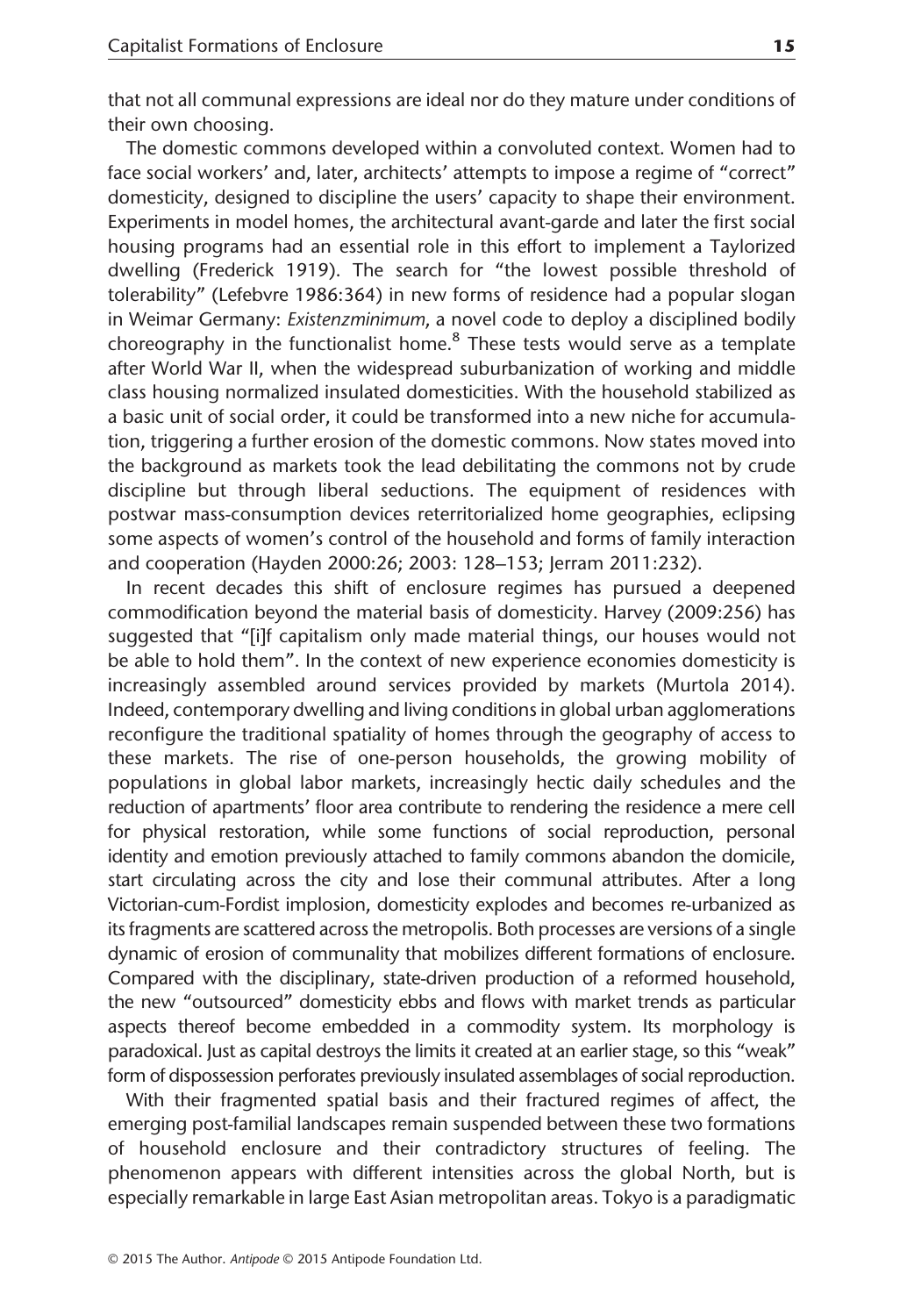that not all communal expressions are ideal nor do they mature under conditions of their own choosing.

The domestic commons developed within a convoluted context. Women had to face social workers' and, later, architects' attempts to impose a regime of "correct" domesticity, designed to discipline the users' capacity to shape their environment. Experiments in model homes, the architectural avant-garde and later the first social housing programs had an essential role in this effort to implement a Taylorized dwelling (Frederick 1919). The search for "the lowest possible threshold of tolerability" (Lefebvre 1986:364) in new forms of residence had a popular slogan in Weimar Germany: *Existenzminimum*, a novel code to deploy a disciplined bodily choreography in the functionalist home.[8] These tests would serve as a template after World War II, when the widespread suburbanization of working and middle class housing normalized insulated domesticities. With the household stabilized as a basic unit of social order, it could be transformed into a new niche for accumulation, triggering a further erosion of the domestic commons. Now states moved into the background as markets took the lead debilitating the commons not by crude discipline but through liberal seductions. The equipment of residences with postwar mass-consumption devices reterritorialized home geographies, eclipsing some aspects of women's control of the household and forms of family interaction and cooperation (Hayden 2000:26; 2003: 128–153; Jerram 2011:232).

In recent decades this shift of enclosure regimes has pursued a deepened commodification beyond the material basis of domesticity. Harvey (2009:256) has suggested that "[i]f capitalism only made material things, our houses would not be able to hold them". In the context of new experience economies domesticity is increasingly assembled around services provided by markets (Murtola 2014). Indeed, contemporary dwelling and living conditions in global urban agglomerations reconfigure the traditional spatiality of homes through the geography of access to these markets. The rise of one-person households, the growing mobility of populations in global labor markets, increasingly hectic daily schedules and the reduction of apartments' floor area contribute to rendering the residence a mere cell for physical restoration, while some functions of social reproduction, personal identity and emotion previously attached to family commons abandon the domicile, start circulating across the city and lose their communal attributes. After a long Victorian-cum-Fordist implosion, domesticity explodes and becomes re-urbanized as its fragments are scattered across the metropolis. Both processes are versions of a single dynamic of erosion of communality that mobilizes different formations of enclosure. Compared with the disciplinary, state-driven production of a reformed household, the new "outsourced" domesticity ebbs and flows with market trends as particular aspects thereof become embedded in a commodity system. Its morphology is paradoxical. Just as capital destroys the limits it created at an earlier stage, so this "weak" form of dispossession perforates previously insulated assemblages of social reproduction.

With their fragmented spatial basis and their fractured regimes of affect, the emerging post-familial landscapes remain suspended between these two formations of household enclosure and their contradictory structures of feeling. The phenomenon appears with different intensities across the global North, but is especially remarkable in large East Asian metropolitan areas. Tokyo is a paradigmatic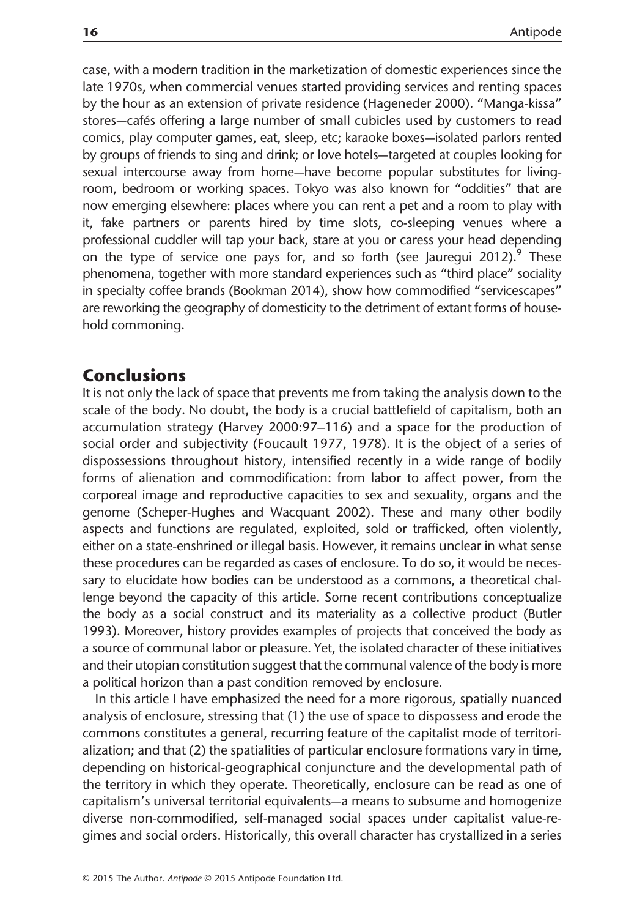case, with a modern tradition in the marketization of domestic experiences since the late 1970s, when commercial venues started providing services and renting spaces by the hour as an extension of private residence (Hageneder 2000). "Manga-kissa" stores—cafés offering a large number of small cubicles used by customers to read comics, play computer games, eat, sleep, etc; karaoke boxes—isolated parlors rented by groups of friends to sing and drink; or love hotels—targeted at couples looking for sexual intercourse away from home—have become popular substitutes for living-room, bedroom or working spaces. Tokyo was also known for "oddities" that are now emerging elsewhere: places where you can rent a pet and a room to play with it, fake partners or parents hired by time slots, co-sleeping venues where a professional cuddler will tap your back, stare at you or caress your head depending on the type of service one pays for, and so forth (see Jauregui 2012).[9] These phenomena, together with more standard experiences such as "third place" sociality in specialty coffee brands (Bookman 2014), show how commodified "servicescapes" are reworking the geography of domesticity to the detriment of extant forms of household commoning.

## Conclusions

It is not only the lack of space that prevents me from taking the analysis down to the scale of the body. No doubt, the body is a crucial battlefield of capitalism, both an accumulation strategy (Harvey 2000:97–116) and a space for the production of social order and subjectivity (Foucault 1977, 1978). It is the object of a series of dispossessions throughout history, intensified recently in a wide range of bodily forms of alienation and commodification: from labor to affect power, from the corporeal image and reproductive capacities to sex and sexuality, organs and the genome (Scheper-Hughes and Wacquant 2002). These and many other bodily aspects and functions are regulated, exploited, sold or trafficked, often violently, either on a state-enshrined or illegal basis. However, it remains unclear in what sense these procedures can be regarded as cases of enclosure. To do so, it would be necessary to elucidate how bodies can be understood as a commons, a theoretical challenge beyond the capacity of this article. Some recent contributions conceptualize the body as a social construct and its materiality as a collective product (Butler 1993). Moreover, history provides examples of projects that conceived the body as a source of communal labor or pleasure. Yet, the isolated character of these initiatives and their utopian constitution suggest that the communal valence of the body is more a political horizon than a past condition removed by enclosure.

In this article I have emphasized the need for a more rigorous, spatially nuanced analysis of enclosure, stressing that (1) the use of space to dispossess and erode the commons constitutes a general, recurring feature of the capitalist mode of territorialization; and that (2) the spatialities of particular enclosure formations vary in time, depending on historical-geographical conjuncture and the developmental path of the territory in which they operate. Theoretically, enclosure can be read as one of capitalism's universal territorial equivalents—a means to subsume and homogenize diverse non-commodified, self-managed social spaces under capitalist value-regimes and social orders. Historically, this overall character has crystallized in a series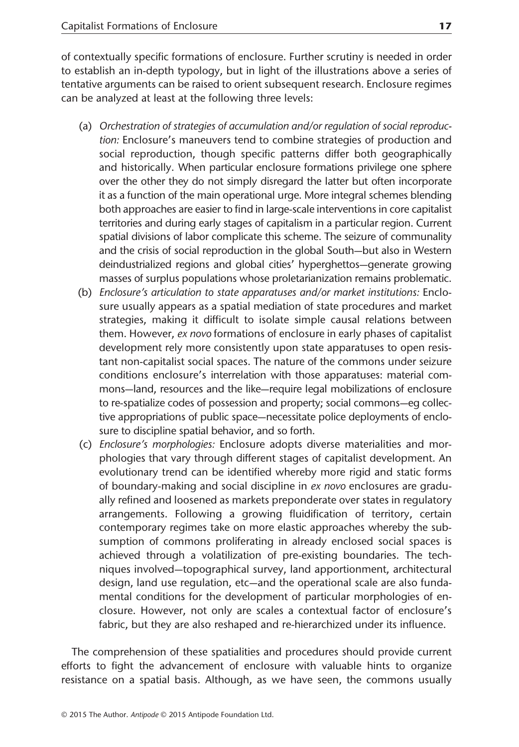of contextually specific formations of enclosure. Further scrutiny is needed in order to establish an in-depth typology, but in light of the illustrations above a series of tentative arguments can be raised to orient subsequent research. Enclosure regimes can be analyzed at least at the following three levels:

(a) *Orchestration of strategies of accumulation and/or regulation of social reproduction:* Enclosure's maneuvers tend to combine strategies of production and social reproduction, though specific patterns differ both geographically and historically. When particular enclosure formations privilege one sphere over the other they do not simply disregard the latter but often incorporate it as a function of the main operational urge. More integral schemes blending both approaches are easier to find in large-scale interventions in core capitalist territories and during early stages of capitalism in a particular region. Current spatial divisions of labor complicate this scheme. The seizure of communality and the crisis of social reproduction in the global South—but also in Western deindustrialized regions and global cities' hyperghettos—generate growing masses of surplus populations whose proletarianization remains problematic.

(b) *Enclosure's articulation to state apparatuses and/or market institutions:* Enclosure usually appears as a spatial mediation of state procedures and market strategies, making it difficult to isolate simple causal relations between them. However, *ex novo* formations of enclosure in early phases of capitalist development rely more consistently upon state apparatuses to open resistant non-capitalist social spaces. The nature of the commons under seizure conditions enclosure's interrelation with those apparatuses: material commons—land, resources and the like—require legal mobilizations of enclosure to re-spatialize codes of possession and property; social commons—eg collective appropriations of public space—necessitate police deployments of enclosure to discipline spatial behavior, and so forth.

(c) *Enclosure's morphologies:* Enclosure adopts diverse materialities and morphologies that vary through different stages of capitalist development. An evolutionary trend can be identified whereby more rigid and static forms of boundary-making and social discipline in *ex novo* enclosures are gradually refined and loosened as markets preponderate over states in regulatory arrangements. Following a growing fluidification of territory, certain contemporary regimes take on more elastic approaches whereby the subsumption of commons proliferating in already enclosed social spaces is achieved through a volatilization of pre-existing boundaries. The techniques involved—topographical survey, land apportionment, architectural design, land use regulation, etc—and the operational scale are also fundamental conditions for the development of particular morphologies of enclosure. However, not only are scales a contextual factor of enclosure's fabric, but they are also reshaped and re-hierarchized under its influence.

The comprehension of these spatialities and procedures should provide current efforts to fight the advancement of enclosure with valuable hints to organize resistance on a spatial basis. Although, as we have seen, the commons usually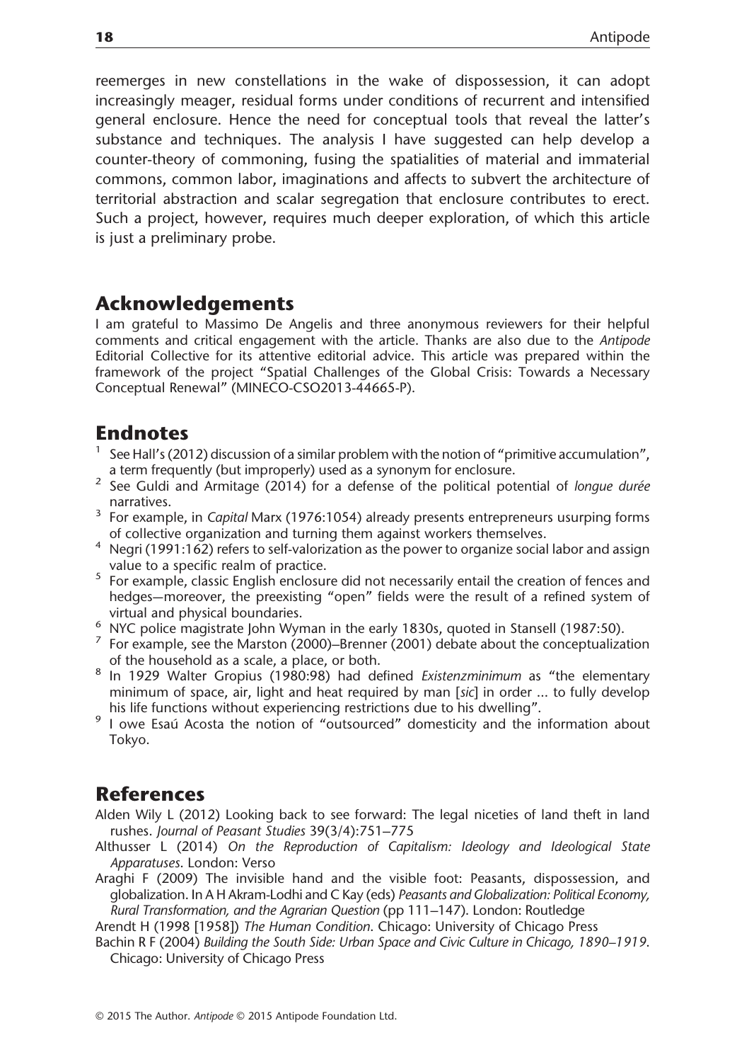reemerges in new constellations in the wake of dispossession, it can adopt increasingly meager, residual forms under conditions of recurrent and intensified general enclosure. Hence the need for conceptual tools that reveal the latter's substance and techniques. The analysis I have suggested can help develop a counter-theory of commoning, fusing the spatialities of material and immaterial commons, common labor, imaginations and affects to subvert the architecture of territorial abstraction and scalar segregation that enclosure contributes to erect. Such a project, however, requires much deeper exploration, of which this article is just a preliminary probe.

## Acknowledgements

I am grateful to Massimo De Angelis and three anonymous reviewers for their helpful comments and critical engagement with the article. Thanks are also due to the *Antipode* Editorial Collective for its attentive editorial advice. This article was prepared within the framework of the project "Spatial Challenges of the Global Crisis: Towards a Necessary Conceptual Renewal" (MINECO-CSO2013-44665-P).

## Endnotes

[1] See Hall's (2012) discussion of a similar problem with the notion of "primitive accumulation", a term frequently (but improperly) used as a synonym for enclosure.

[2] See Guldi and Armitage (2014) for a defense of the political potential of *longue durée* narratives.

[3] For example, in *Capital* Marx (1976:1054) already presents entrepreneurs usurping forms of collective organization and turning them against workers themselves.

[4] Negri (1991:162) refers to self-valorization as the power to organize social labor and assign value to a specific realm of practice.

[5] For example, classic English enclosure did not necessarily entail the creation of fences and hedges—moreover, the preexisting "open" fields were the result of a refined system of virtual and physical boundaries.

[6] NYC police magistrate John Wyman in the early 1830s, quoted in Stansell (1987:50).

[7] For example, see the Marston (2000)–Brenner (2001) debate about the conceptualization of the household as a scale, a place, or both.

[8] In 1929 Walter Gropius (1980:98) had defined *Existenzminimum* as "the elementary minimum of space, air, light and heat required by man [*sic*] in order ... to fully develop his life functions without experiencing restrictions due to his dwelling".

[9] I owe Esaú Acosta the notion of "outsourced" domesticity and the information about Tokyo.

## References

Alden Wily L (2012) Looking back to see forward: The legal niceties of land theft in land rushes. *Journal of Peasant Studies* 39(3/4):751–775

Althusser L (2014) *On the Reproduction of Capitalism: Ideology and Ideological State Apparatuses*. London: Verso

Araghi F (2009) The invisible hand and the visible foot: Peasants, dispossession, and globalization. In A H Akram-Lodhi and C Kay (eds) *Peasants and Globalization: Political Economy, Rural Transformation, and the Agrarian Question* (pp 111–147). London: Routledge

Arendt H (1998 [1958]) *The Human Condition*. Chicago: University of Chicago Press

Bachin R F (2004) *Building the South Side: Urban Space and Civic Culture in Chicago, 1890–1919*. Chicago: University of Chicago Press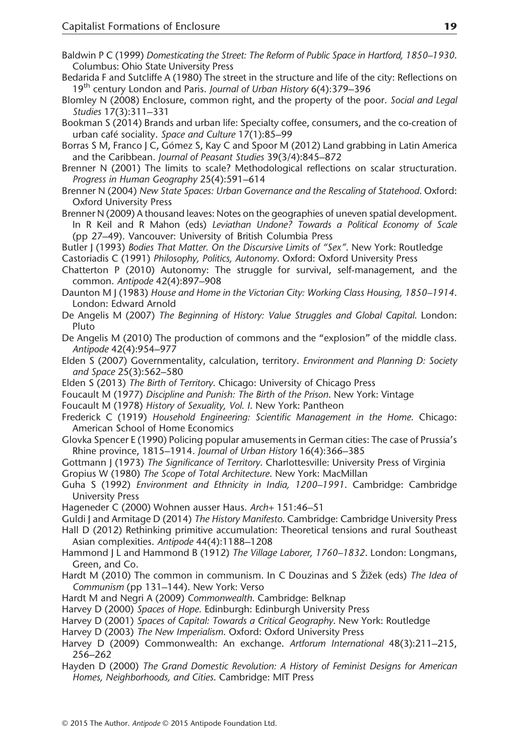Baldwin P C (1999) *Domesticating the Street: The Reform of Public Space in Hartford, 1850–1930*. Columbus: Ohio State University Press

Bedarida F and Sutcliffe A (1980) The street in the structure and life of the city: Reflections on 19th century London and Paris. *Journal of Urban History* 6(4):379–396

Blomley N (2008) Enclosure, common right, and the property of the poor. *Social and Legal Studies* 17(3):311–331

Bookman S (2014) Brands and urban life: Specialty coffee, consumers, and the co-creation of urban café sociality. *Space and Culture* 17(1):85–99

Borras S M, Franco J C, Gómez S, Kay C and Spoor M (2012) Land grabbing in Latin America and the Caribbean. *Journal of Peasant Studies* 39(3/4):845–872

Brenner N (2001) The limits to scale? Methodological reflections on scalar structuration. *Progress in Human Geography* 25(4):591–614

Brenner N (2004) *New State Spaces: Urban Governance and the Rescaling of Statehood*. Oxford: Oxford University Press

Brenner N (2009) A thousand leaves: Notes on the geographies of uneven spatial development. In R Keil and R Mahon (eds) *Leviathan Undone? Towards a Political Economy of Scale* (pp 27–49). Vancouver: University of British Columbia Press

Butler J (1993) *Bodies That Matter. On the Discursive Limits of "Sex"*. New York: Routledge

Castoriadis C (1991) *Philosophy, Politics, Autonomy*. Oxford: Oxford University Press

Chatterton P (2010) Autonomy: The struggle for survival, self-management, and the common. *Antipode* 42(4):897–908

Daunton M J (1983) *House and Home in the Victorian City: Working Class Housing, 1850–1914*. London: Edward Arnold

De Angelis M (2007) *The Beginning of History: Value Struggles and Global Capital*. London: Pluto

De Angelis M (2010) The production of commons and the "explosion" of the middle class. *Antipode* 42(4):954–977

Elden S (2007) Governmentality, calculation, territory. *Environment and Planning D: Society and Space* 25(3):562–580

Elden S (2013) *The Birth of Territory*. Chicago: University of Chicago Press

Foucault M (1977) *Discipline and Punish: The Birth of the Prison*. New York: Vintage

Foucault M (1978) *History of Sexuality, Vol. I*. New York: Pantheon

Frederick C (1919) *Household Engineering: Scientific Management in the Home*. Chicago: American School of Home Economics

Glovka Spencer E (1990) Policing popular amusements in German cities: The case of Prussia's Rhine province, 1815–1914. *Journal of Urban History* 16(4):366–385

Gottmann J (1973) *The Significance of Territory*. Charlottesville: University Press of Virginia

Gropius W (1980) *The Scope of Total Architecture*. New York: MacMillan

Guha S (1992) *Environment and Ethnicity in India, 1200–1991*. Cambridge: Cambridge University Press

Hageneder C (2000) Wohnen ausser Haus. *Arch+* 151:46–51

Guldi J and Armitage D (2014) *The History Manifesto*. Cambridge: Cambridge University Press

Hall D (2012) Rethinking primitive accumulation: Theoretical tensions and rural Southeast Asian complexities. *Antipode* 44(4):1188–1208

Hammond J L and Hammond B (1912) *The Village Laborer, 1760–1832*. London: Longmans, Green, and Co.

Hardt M (2010) The common in communism. In C Douzinas and S Žižek (eds) *The Idea of Communism* (pp 131–144). New York: Verso

Hardt M and Negri A (2009) *Commonwealth*. Cambridge: Belknap

Harvey D (2000) *Spaces of Hope*. Edinburgh: Edinburgh University Press

Harvey D (2001) *Spaces of Capital: Towards a Critical Geography*. New York: Routledge

Harvey D (2003) *The New Imperialism*. Oxford: Oxford University Press

Harvey D (2009) Commonwealth: An exchange. *Artforum International* 48(3):211–215, 256–262

Hayden D (2000) *The Grand Domestic Revolution: A History of Feminist Designs for American Homes, Neighborhoods, and Cities*. Cambridge: MIT Press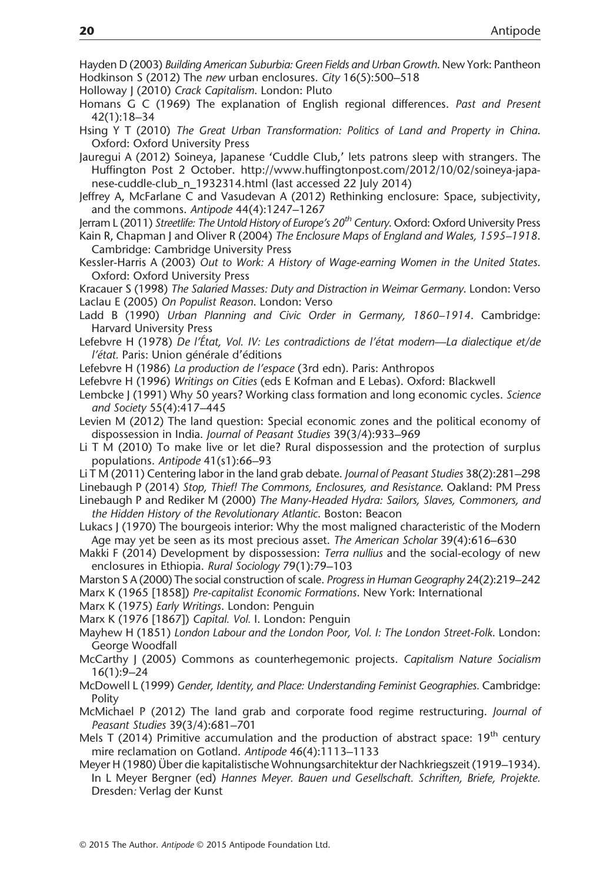Hayden D (2003) *Building American Suburbia: Green Fields and Urban Growth*. New York: Pantheon

Hodkinson S (2012) The *new* urban enclosures. *City* 16(5):500–518

Holloway J (2010) *Crack Capitalism*. London: Pluto

Homans G C (1969) The explanation of English regional differences. *Past and Present* 42(1):18–34

Hsing Y T (2010) *The Great Urban Transformation: Politics of Land and Property in China*. Oxford: Oxford University Press

Jauregui A (2012) Soineya, Japanese 'Cuddle Club,' lets patrons sleep with strangers. The Huffington Post 2 October. http://www.huffingtonpost.com/2012/10/02/soineya-japanese-cuddle-club_n_1932314.html (last accessed 22 July 2014)

Jeffrey A, McFarlane C and Vasudevan A (2012) Rethinking enclosure: Space, subjectivity, and the commons. *Antipode* 44(4):1247–1267

Jerram L (2011) *Streetlife: The Untold History of Europe's 20th Century*. Oxford: Oxford University Press

Kain R, Chapman J and Oliver R (2004) *The Enclosure Maps of England and Wales, 1595–1918*. Cambridge: Cambridge University Press

Kessler-Harris A (2003) *Out to Work: A History of Wage-earning Women in the United States*. Oxford: Oxford University Press

Kracauer S (1998) *The Salaried Masses: Duty and Distraction in Weimar Germany*. London: Verso

Laclau E (2005) *On Populist Reason*. London: Verso

Ladd B (1990) *Urban Planning and Civic Order in Germany, 1860–1914*. Cambridge: Harvard University Press

Lefebvre H (1978) *De l'État, Vol. IV: Les contradictions de l'état modern—La dialectique et/de l'état.* Paris: Union générale d'éditions

Lefebvre H (1986) *La production de l'espace* (3rd edn). Paris: Anthropos

Lefebvre H (1996) *Writings on Cities* (eds E Kofman and E Lebas). Oxford: Blackwell

Lembcke J (1991) Why 50 years? Working class formation and long economic cycles. *Science and Society* 55(4):417–445

Levien M (2012) The land question: Special economic zones and the political economy of dispossession in India. *Journal of Peasant Studies* 39(3/4):933–969

Li T M (2010) To make live or let die? Rural dispossession and the protection of surplus populations. *Antipode* 41(s1):66–93

Li T M (2011) Centering labor in the land grab debate. *Journal of Peasant Studies* 38(2):281–298

Linebaugh P (2014) *Stop, Thief! The Commons, Enclosures, and Resistance*. Oakland: PM Press

Linebaugh P and Rediker M (2000) *The Many-Headed Hydra: Sailors, Slaves, Commoners, and the Hidden History of the Revolutionary Atlantic*. Boston: Beacon

Lukacs J (1970) The bourgeois interior: Why the most maligned characteristic of the Modern Age may yet be seen as its most precious asset. *The American Scholar* 39(4):616–630

Makki F (2014) Development by dispossession: *Terra nullius* and the social-ecology of new enclosures in Ethiopia. *Rural Sociology* 79(1):79–103

Marston S A (2000) The social construction of scale. *Progress in Human Geography* 24(2):219–242

Marx K (1965 [1858]) *Pre-capitalist Economic Formations*. New York: International

Marx K (1975) *Early Writings*. London: Penguin

Marx K (1976 [1867]) *Capital. Vol.* I. London: Penguin

Mayhew H (1851) *London Labour and the London Poor, Vol. I: The London Street-Folk*. London: George Woodfall

McCarthy J (2005) Commons as counterhegemonic projects. *Capitalism Nature Socialism* 16(1):9–24

McDowell L (1999) *Gender, Identity, and Place: Understanding Feminist Geographies.* Cambridge: Polity

McMichael P (2012) The land grab and corporate food regime restructuring. *Journal of Peasant Studies* 39(3/4):681–701

Mels T (2014) Primitive accumulation and the production of abstract space: 19th century mire reclamation on Gotland. *Antipode* 46(4):1113–1133

Meyer H (1980) Über die kapitalistische Wohnungsarchitektur der Nachkriegszeit (1919–1934). In L Meyer Bergner (ed) *Hannes Meyer. Bauen und Gesellschaft. Schriften, Briefe, Projekte.* Dresden*:* Verlag der Kunst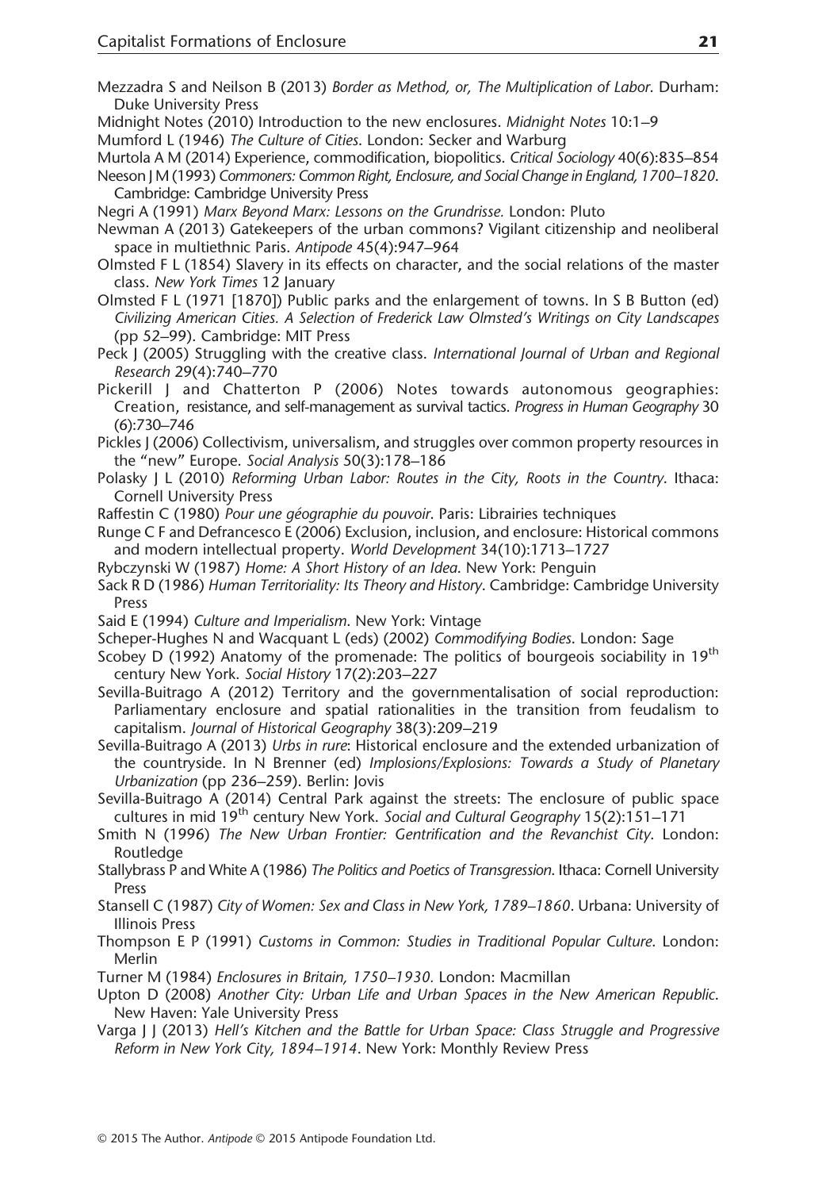Mezzadra S and Neilson B (2013) *Border as Method, or, The Multiplication of Labor*. Durham: Duke University Press

Midnight Notes (2010) Introduction to the new enclosures. *Midnight Notes* 10:1–9

Mumford L (1946) *The Culture of Cities*. London: Secker and Warburg

Murtola A M (2014) Experience, commodification, biopolitics. *Critical Sociology* 40(6):835–854

Neeson J M (1993) *Commoners: Common Right, Enclosure, and Social Change in England, 1700–1820*. Cambridge: Cambridge University Press

Negri A (1991) *Marx Beyond Marx: Lessons on the Grundrisse.* London: Pluto

Newman A (2013) Gatekeepers of the urban commons? Vigilant citizenship and neoliberal space in multiethnic Paris. *Antipode* 45(4):947–964

Olmsted F L (1854) Slavery in its effects on character, and the social relations of the master class. *New York Times* 12 January

Olmsted F L (1971 [1870]) Public parks and the enlargement of towns. In S B Button (ed) *Civilizing American Cities. A Selection of Frederick Law Olmsted's Writings on City Landscapes* (pp 52–99). Cambridge: MIT Press

Peck J (2005) Struggling with the creative class. *International Journal of Urban and Regional Research* 29(4):740–770

Pickerill J and Chatterton P (2006) Notes towards autonomous geographies: Creation, resistance, and self-management as survival tactics. *Progress in Human Geography* 30 (6):730–746

Pickles J (2006) Collectivism, universalism, and struggles over common property resources in the "new" Europe. *Social Analysis* 50(3):178–186

Polasky J L (2010) *Reforming Urban Labor: Routes in the City, Roots in the Country*. Ithaca: Cornell University Press

Raffestin C (1980) *Pour une géographie du pouvoir*. Paris: Librairies techniques

Runge C F and Defrancesco E (2006) Exclusion, inclusion, and enclosure: Historical commons and modern intellectual property. *World Development* 34(10):1713–1727

Rybczynski W (1987) *Home: A Short History of an Idea*. New York: Penguin

Sack R D (1986) *Human Territoriality: Its Theory and History*. Cambridge: Cambridge University Press

Said E (1994) *Culture and Imperialism*. New York: Vintage

Scheper-Hughes N and Wacquant L (eds) (2002) *Commodifying Bodies*. London: Sage

Scobey D (1992) Anatomy of the promenade: The politics of bourgeois sociability in 19th century New York. *Social History* 17(2):203–227

Sevilla-Buitrago A (2012) Territory and the governmentalisation of social reproduction: Parliamentary enclosure and spatial rationalities in the transition from feudalism to capitalism. *Journal of Historical Geography* 38(3):209–219

Sevilla-Buitrago A (2013) *Urbs in rure*: Historical enclosure and the extended urbanization of the countryside. In N Brenner (ed) *Implosions/Explosions: Towards a Study of Planetary Urbanization* (pp 236–259). Berlin: Jovis

Sevilla-Buitrago A (2014) Central Park against the streets: The enclosure of public space cultures in mid 19th century New York. *Social and Cultural Geography* 15(2):151–171

Smith N (1996) *The New Urban Frontier: Gentrification and the Revanchist City*. London: Routledge

Stallybrass P and White A (1986) *The Politics and Poetics of Transgression*. Ithaca: Cornell University Press

Stansell C (1987) *City of Women: Sex and Class in New York, 1789–1860*. Urbana: University of Illinois Press

Thompson E P (1991) *Customs in Common: Studies in Traditional Popular Culture*. London: Merlin

Turner M (1984) *Enclosures in Britain, 1750–1930*. London: Macmillan

Upton D (2008) *Another City: Urban Life and Urban Spaces in the New American Republic*. New Haven: Yale University Press

Varga J J (2013) *Hell's Kitchen and the Battle for Urban Space: Class Struggle and Progressive Reform in New York City, 1894–1914*. New York: Monthly Review Press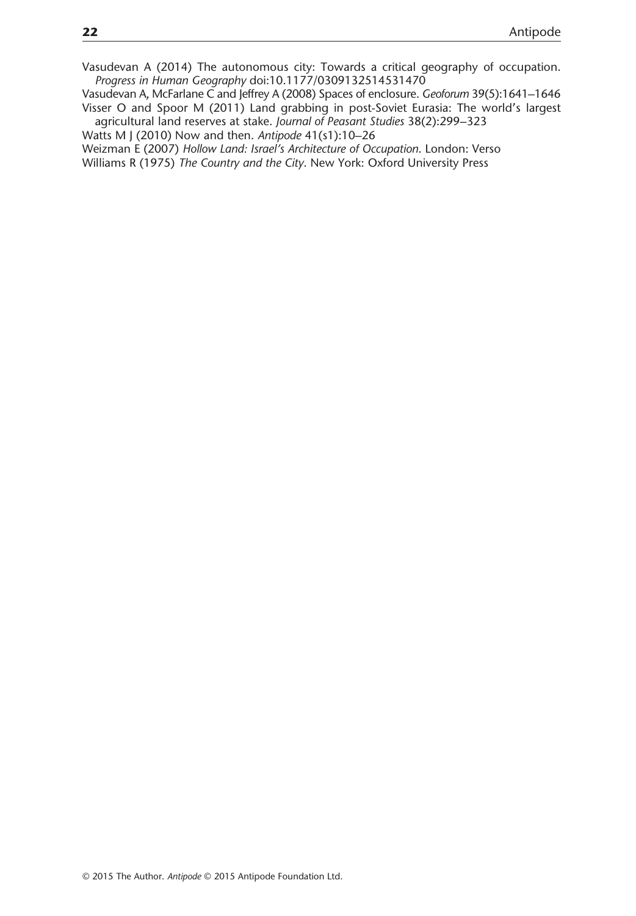Vasudevan A (2014) The autonomous city: Towards a critical geography of occupation. *Progress in Human Geography* doi:10.1177/0309132514531470

Vasudevan A, McFarlane C and Jeffrey A (2008) Spaces of enclosure. *Geoforum* 39(5):1641–1646

Visser O and Spoor M (2011) Land grabbing in post-Soviet Eurasia: The world's largest agricultural land reserves at stake. *Journal of Peasant Studies* 38(2):299–323

Watts M J (2010) Now and then. *Antipode* 41(s1):10–26

Weizman E (2007) *Hollow Land: Israel's Architecture of Occupation*. London: Verso

Williams R (1975) *The Country and the City*. New York: Oxford University Press